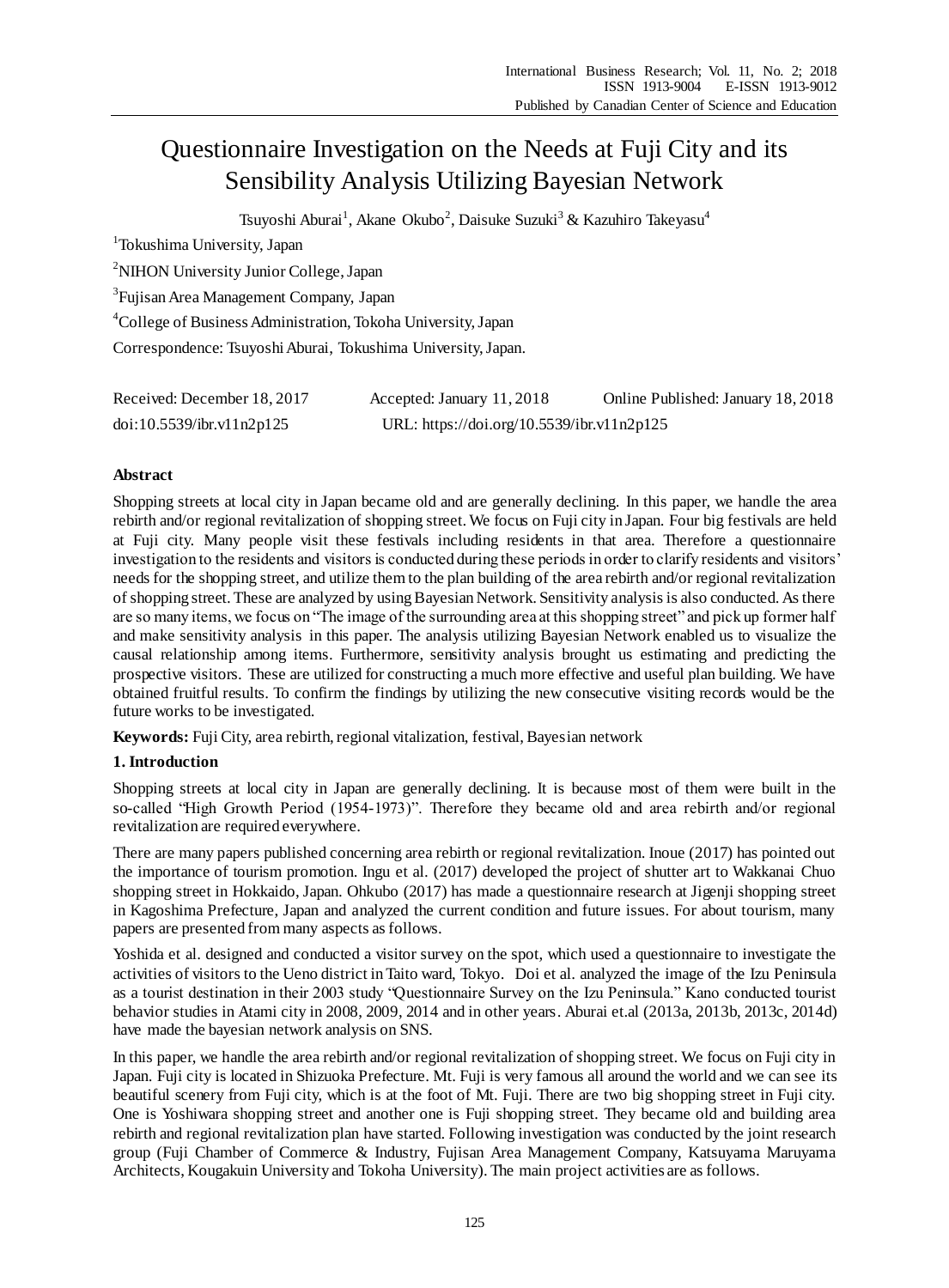# Questionnaire Investigation on the Needs at Fuji City and its Sensibility Analysis Utilizing Bayesian Network

Tsuyoshi Aburai[1], Akane Okubo[2], Daisuke Suzuki[3] & Kazuhiro Takeyasu[4]

[1]Tokushima University, Japan

[2]NIHON University Junior College, Japan

[3]Fujisan Area Management Company, Japan

[4]College of Business Administration, Tokoha University, Japan

Correspondence: Tsuyoshi Aburai, Tokushima University, Japan.

Received: December 18, 2017 Accepted: January 11, 2018 Online Published: January 18, 2018

doi:10.5539/ibr.v11n2p125 URL: https://doi.org/10.5539/ibr.v11n2p125

## Abstract

Shopping streets at local city in Japan became old and are generally declining. In this paper, we handle the area rebirth and/or regional revitalization of shopping street. We focus on Fuji city in Japan. Four big festivals are held at Fuji city. Many people visit these festivals including residents in that area. Therefore a questionnaire investigation to the residents and visitors is conducted during these periods in order to clarify residents and visitors' needs for the shopping street, and utilize them to the plan building of the area rebirth and/or regional revitalization of shopping street. These are analyzed by using Bayesian Network. Sensitivity analysis is also conducted. As there are so many items, we focus on "The image of the surrounding area at this shopping street" and pick up former half and make sensitivity analysis in this paper. The analysis utilizing Bayesian Network enabled us to visualize the causal relationship among items. Furthermore, sensitivity analysis brought us estimating and predicting the prospective visitors. These are utilized for constructing a much more effective and useful plan building. We have obtained fruitful results. To confirm the findings by utilizing the new consecutive visiting records would be the future works to be investigated.

**Keywords:** Fuji City, area rebirth, regional vitalization, festival, Bayesian network

## 1. Introduction

Shopping streets at local city in Japan are generally declining. It is because most of them were built in the so-called "High Growth Period (1954-1973)". Therefore they became old and area rebirth and/or regional revitalization are required everywhere.

There are many papers published concerning area rebirth or regional revitalization. Inoue (2017) has pointed out the importance of tourism promotion. Ingu et al. (2017) developed the project of shutter art to Wakkanai Chuo shopping street in Hokkaido, Japan. Ohkubo (2017) has made a questionnaire research at Jigenji shopping street in Kagoshima Prefecture, Japan and analyzed the current condition and future issues. For about tourism, many papers are presented from many aspects as follows.

Yoshida et al. designed and conducted a visitor survey on the spot, which used a questionnaire to investigate the activities of visitors to the Ueno district in Taito ward, Tokyo. Doi et al. analyzed the image of the Izu Peninsula as a tourist destination in their 2003 study "Questionnaire Survey on the Izu Peninsula." Kano conducted tourist behavior studies in Atami city in 2008, 2009, 2014 and in other years. Aburai et.al (2013a, 2013b, 2013c, 2014d) have made the bayesian network analysis on SNS.

In this paper, we handle the area rebirth and/or regional revitalization of shopping street. We focus on Fuji city in Japan. Fuji city is located in Shizuoka Prefecture. Mt. Fuji is very famous all around the world and we can see its beautiful scenery from Fuji city, which is at the foot of Mt. Fuji. There are two big shopping street in Fuji city. One is Yoshiwara shopping street and another one is Fuji shopping street. They became old and building area rebirth and regional revitalization plan have started. Following investigation was conducted by the joint research group (Fuji Chamber of Commerce & Industry, Fujisan Area Management Company, Katsuyama Maruyama Architects, Kougakuin University and Tokoha University). The main project activities are as follows.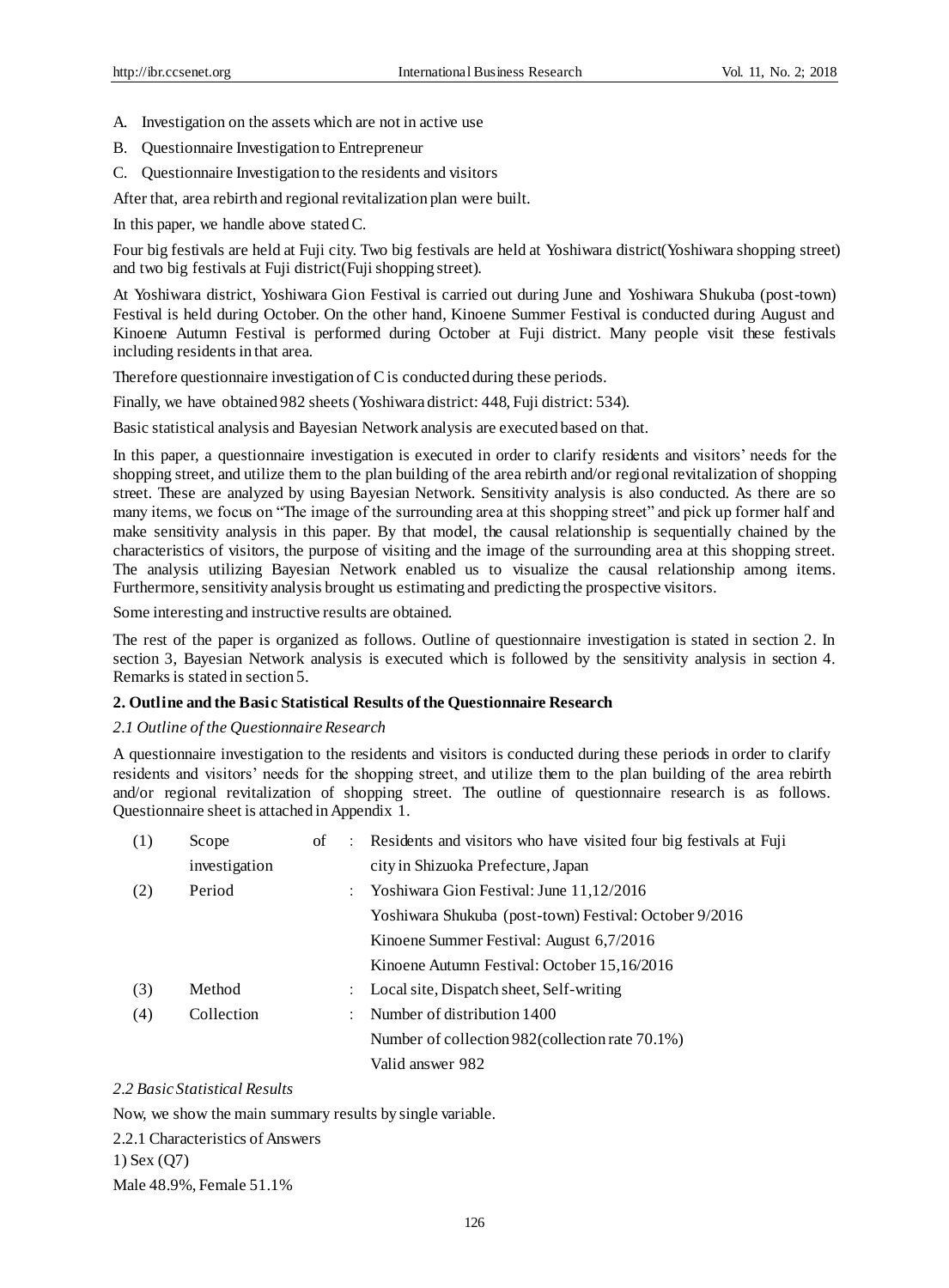A. Investigation on the assets which are not in active use

B. Questionnaire Investigation to Entrepreneur

C. Questionnaire Investigation to the residents and visitors

After that, area rebirth and regional revitalization plan were built.

In this paper, we handle above stated C.

Four big festivals are held at Fuji city. Two big festivals are held at Yoshiwara district(Yoshiwara shopping street) and two big festivals at Fuji district(Fuji shopping street).

At Yoshiwara district, Yoshiwara Gion Festival is carried out during June and Yoshiwara Shukuba (post-town) Festival is held during October. On the other hand, Kinoene Summer Festival is conducted during August and Kinoene Autumn Festival is performed during October at Fuji district. Many people visit these festivals including residents in that area.

Therefore questionnaire investigation of C is conducted during these periods.

Finally, we have obtained 982 sheets (Yoshiwara district: 448, Fuji district: 534).

Basic statistical analysis and Bayesian Network analysis are executed based on that.

In this paper, a questionnaire investigation is executed in order to clarify residents and visitors' needs for the shopping street, and utilize them to the plan building of the area rebirth and/or regional revitalization of shopping street. These are analyzed by using Bayesian Network. Sensitivity analysis is also conducted. As there are so many items, we focus on "The image of the surrounding area at this shopping street" and pick up former half and make sensitivity analysis in this paper. By that model, the causal relationship is sequentially chained by the characteristics of visitors, the purpose of visiting and the image of the surrounding area at this shopping street. The analysis utilizing Bayesian Network enabled us to visualize the causal relationship among items. Furthermore, sensitivity analysis brought us estimating and predicting the prospective visitors.

Some interesting and instructive results are obtained.

The rest of the paper is organized as follows. Outline of questionnaire investigation is stated in section 2. In section 3, Bayesian Network analysis is executed which is followed by the sensitivity analysis in section 4. Remarks is stated in section 5.

## 2. Outline and the Basic Statistical Results of the Questionnaire Research

### *2.1 Outline of the Questionnaire Research*

A questionnaire investigation to the residents and visitors is conducted during these periods in order to clarify residents and visitors' needs for the shopping street, and utilize them to the plan building of the area rebirth and/or regional revitalization of shopping street. The outline of questionnaire research is as follows. Questionnaire sheet is attached in Appendix 1.

| | | | |
|---|---|---|---|
| (1) | Scope of investigation | : | Residents and visitors who have visited four big festivals at Fuji city in Shizuoka Prefecture, Japan |
| (2) | Period | : | Yoshiwara Gion Festival: June 11,12/2016 |
| | | | Yoshiwara Shukuba (post-town) Festival: October 9/2016 |
| | | | Kinoene Summer Festival: August 6,7/2016 |
| | | | Kinoene Autumn Festival: October 15,16/2016 |
| (3) | Method | : | Local site, Dispatch sheet, Self-writing |
| (4) | Collection | : | Number of distribution 1400 |
| | | | Number of collection 982(collection rate 70.1%) |
| | | | Valid answer 982 |

### *2.2 Basic Statistical Results*

Now, we show the main summary results by single variable.

2.2.1 Characteristics of Answers

1) Sex (Q7)

Male 48.9%, Female 51.1%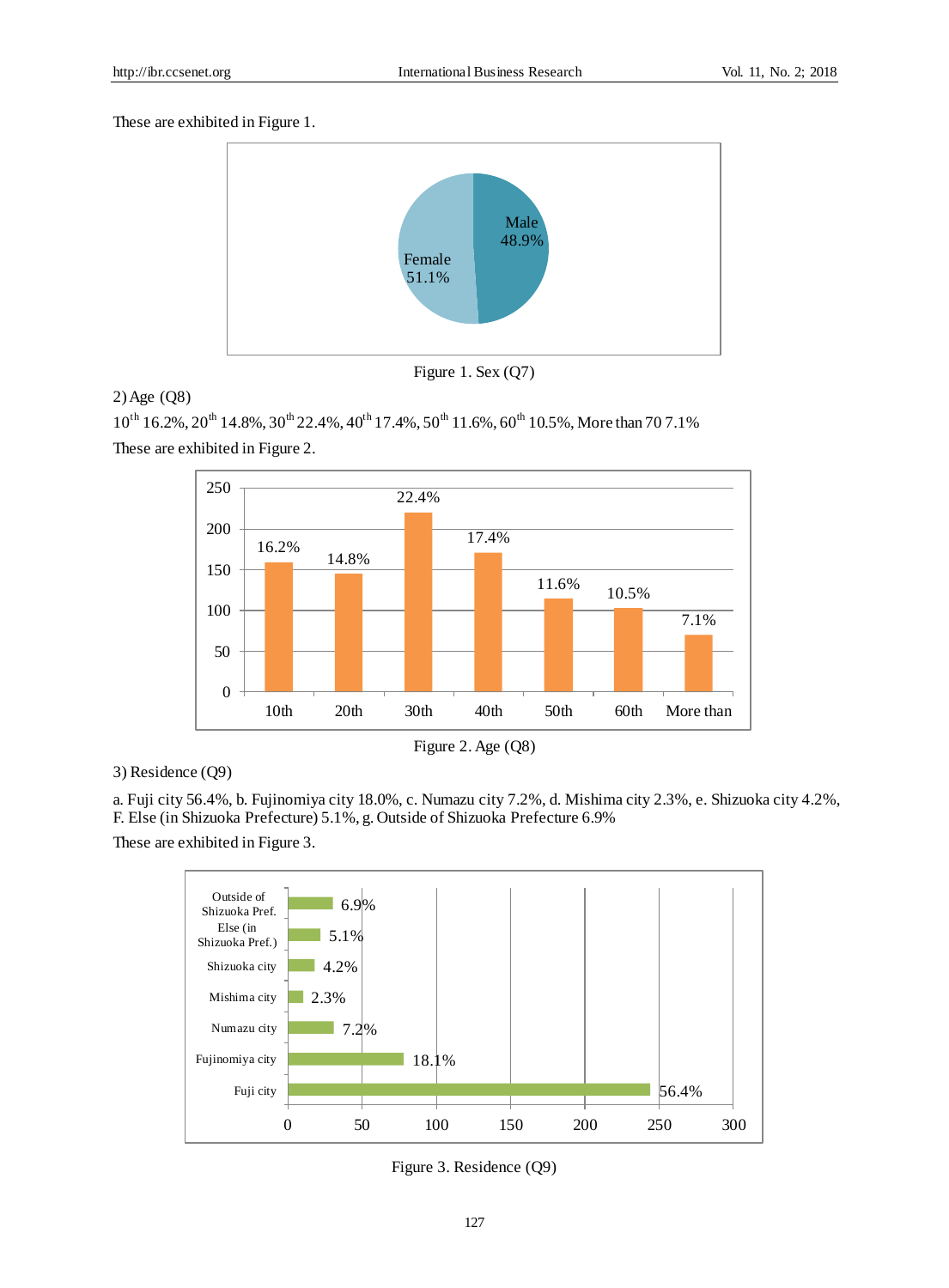These are exhibited in Figure 1.

Figure 1. Sex (Q7)

2) Age (Q8)

10$^{th}$ 16.2%, 20$^{th}$ 14.8%, 30$^{th}$ 22.4%, 40$^{th}$ 17.4%, 50$^{th}$ 11.6%, 60$^{th}$ 10.5%, More than 70 7.1%

These are exhibited in Figure 2.

Figure 2. Age (Q8)

3) Residence (Q9)

a. Fuji city 56.4%, b. Fujinomiya city 18.0%, c. Numazu city 7.2%, d. Mishima city 2.3%, e. Shizuoka city 4.2%, F. Else (in Shizuoka Prefecture) 5.1%, g. Outside of Shizuoka Prefecture 6.9%

These are exhibited in Figure 3.

Figure 3. Residence (Q9)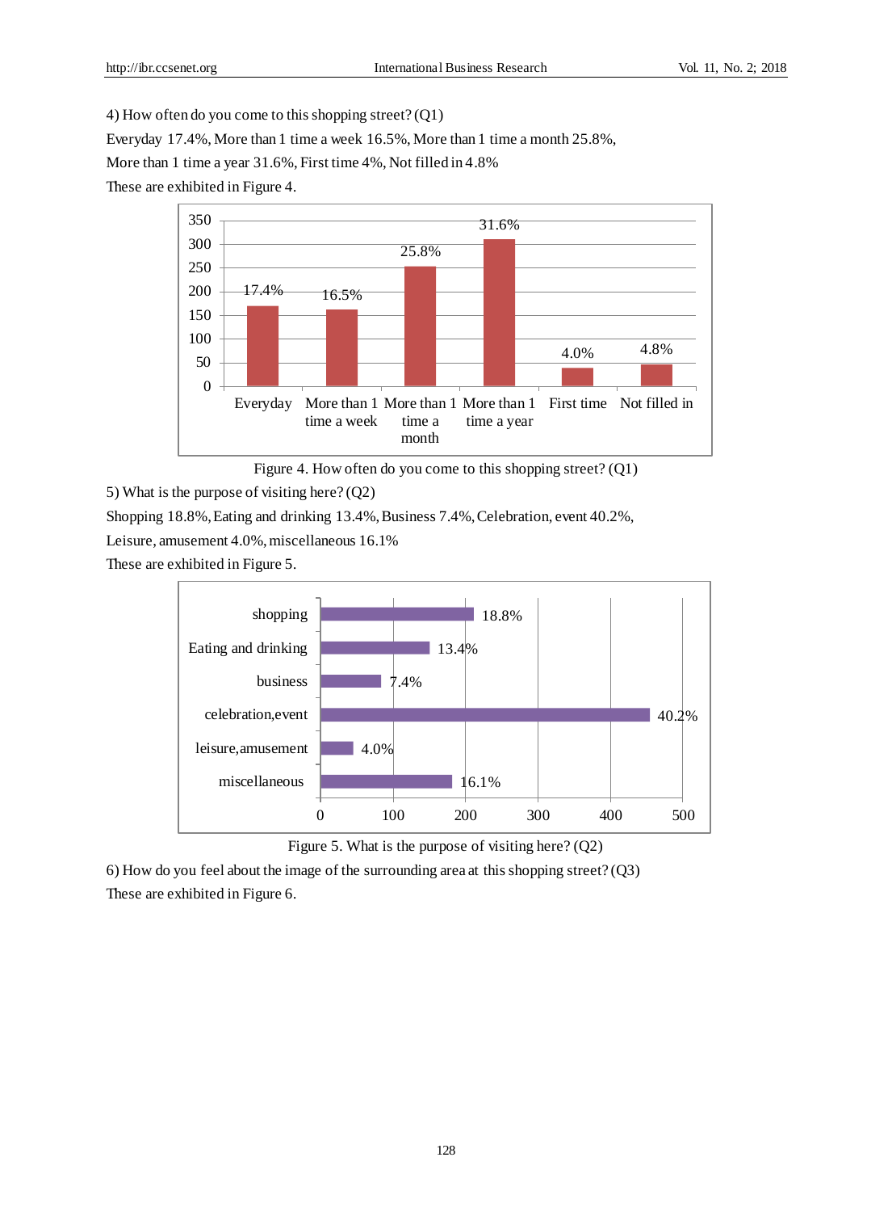4) How often do you come to this shopping street? (Q1)

Everyday 17.4%, More than 1 time a week 16.5%, More than 1 time a month 25.8%, More than 1 time a year 31.6%, First time 4%, Not filled in 4.8%

These are exhibited in Figure 4.

Figure 4. How often do you come to this shopping street? (Q1)

5) What is the purpose of visiting here? (Q2)

Shopping 18.8%, Eating and drinking 13.4%, Business 7.4%, Celebration, event 40.2%, Leisure, amusement 4.0%, miscellaneous 16.1%

These are exhibited in Figure 5.

Figure 5. What is the purpose of visiting here? (Q2)

6) How do you feel about the image of the surrounding area at this shopping street? (Q3)

These are exhibited in Figure 6.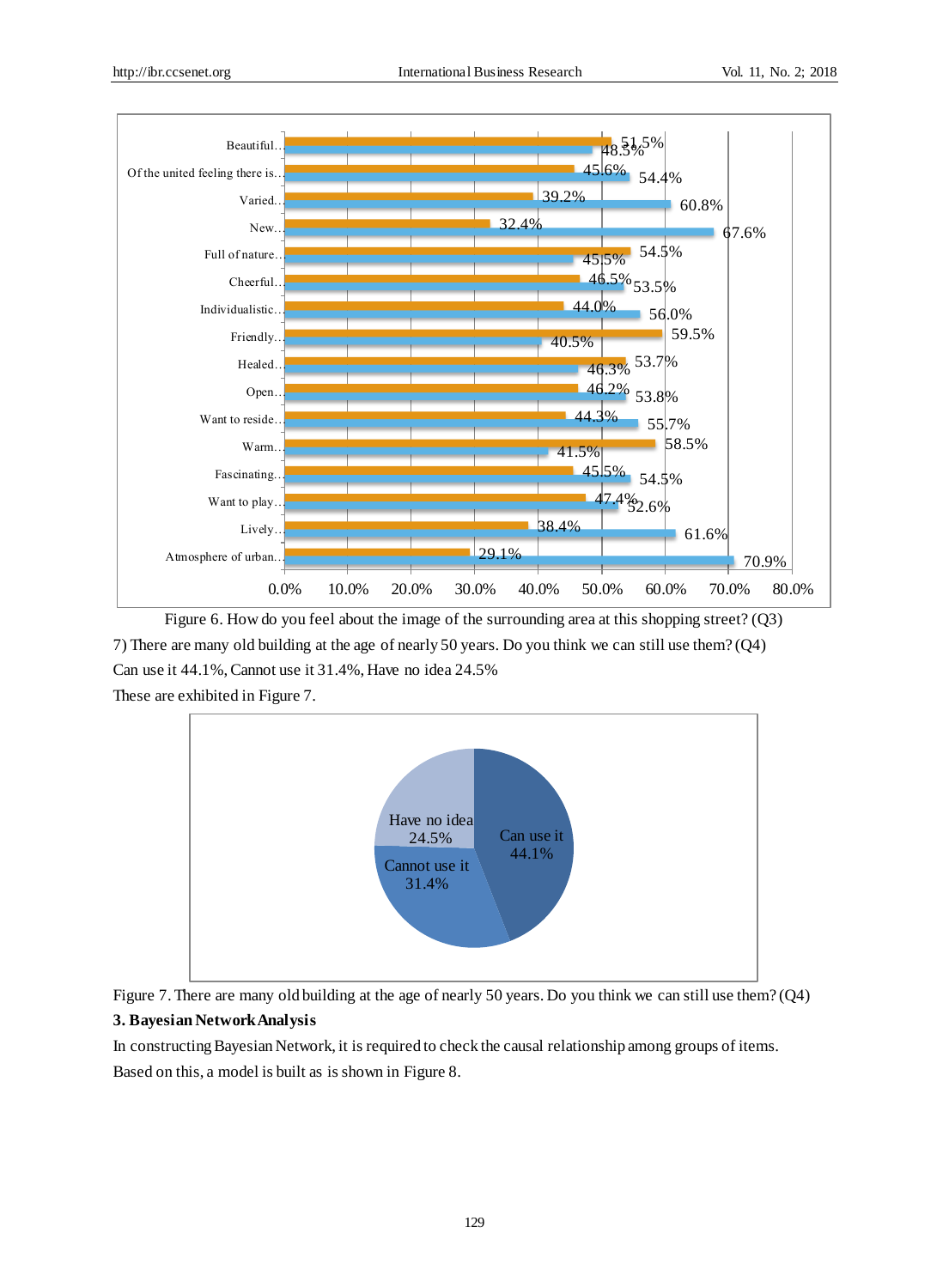Figure 6. How do you feel about the image of the surrounding area at this shopping street? (Q3)

7) There are many old building at the age of nearly 50 years. Do you think we can still use them? (Q4)

Can use it 44.1%, Cannot use it 31.4%, Have no idea 24.5%

These are exhibited in Figure 7.

Figure 7. There are many old building at the age of nearly 50 years. Do you think we can still use them? (Q4)

### 3. Bayesian Network Analysis

In constructing Bayesian Network, it is required to check the causal relationship among groups of items. Based on this, a model is built as is shown in Figure 8.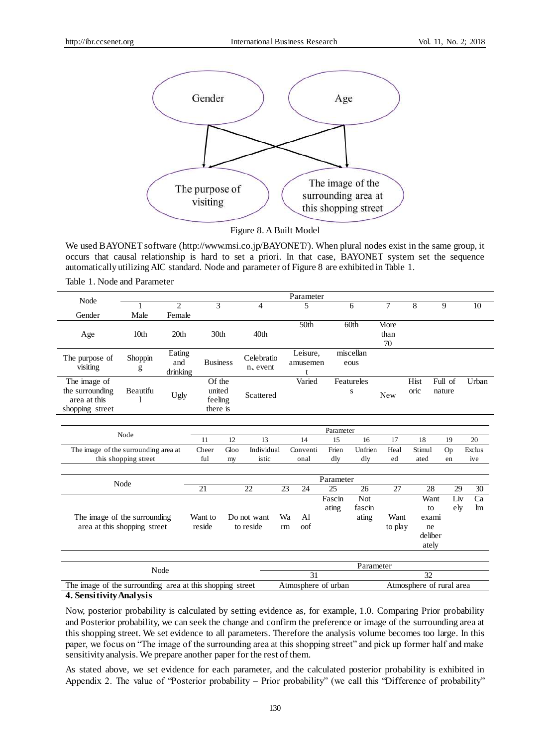Figure 8. A Built Model

We used BAYONET software (http://www.msi.co.jp/BAYONET/). When plural nodes exist in the same group, it occurs that causal relationship is hard to set a priori. In that case, BAYONET system set the sequence automatically utilizing AIC standard. Node and parameter of Figure 8 are exhibited in Table 1.

Table 1. Node and Parameter

| Node | Parameter | | | | | | | | | |
|---|---|---|---|---|---|---|---|---|---|---|
| | 1 | 2 | 3 | 4 | 5 | 6 | 7 | 8 | 9 | 10 |
| Gender | Male | Female | | | | | | | | |
| Age | 10th | 20th | 30th | 40th | 50th | 60th | More than 70 | | | |
| The purpose of visiting | Shopping | Eating and drinking | Business | Celebration、event | Leisure, amusement | miscellaneous | | | | |
| The image of the surrounding area at this shopping street | Beautiful | Ugly | Of the united feeling there is | Scattered | Varied | Featureless | New | Historic | Full of nature | Urban |

| Node | Parameter | | | | | | | | | |
|---|---|---|---|---|---|---|---|---|---|---|
| | 11 | 12 | 13 | 14 | 15 | 16 | 17 | 18 | 19 | 20 |
| The image of the surrounding area at this shopping street | Cheerful | Gloomy | Individualistic | Conventional | Friendly | Unfriendly | Healed | Stimulated | Open | Exclusive |

| Node | Parameter | | | | | | | | | |
|---|---|---|---|---|---|---|---|---|---|---|
| | 21 | 22 | 23 | 24 | 25 | 26 | 27 | 28 | 29 | 30 |
| The image of the surrounding area at this shopping street | Want to reside | Do not want to reside | Warm | Aloof | Fascinating | Not fascinating | Want to play | Want to examine deliberately | Lively | Calm |

| Node | Parameter | |
|---|---|---|
| | 31 | 32 |
| The image of the surrounding area at this shopping street | Atmosphere of urban | Atmosphere of rural area |

## 4. Sensitivity Analysis

Now, posterior probability is calculated by setting evidence as, for example, 1.0. Comparing Prior probability and Posterior probability, we can seek the change and confirm the preference or image of the surrounding area at this shopping street. We set evidence to all parameters. Therefore the analysis volume becomes too large. In this paper, we focus on "The image of the surrounding area at this shopping street" and pick up former half and make sensitivity analysis. We prepare another paper for the rest of them.

As stated above, we set evidence for each parameter, and the calculated posterior probability is exhibited in Appendix 2. The value of "Posterior probability – Prior probability" (we call this "Difference of probability"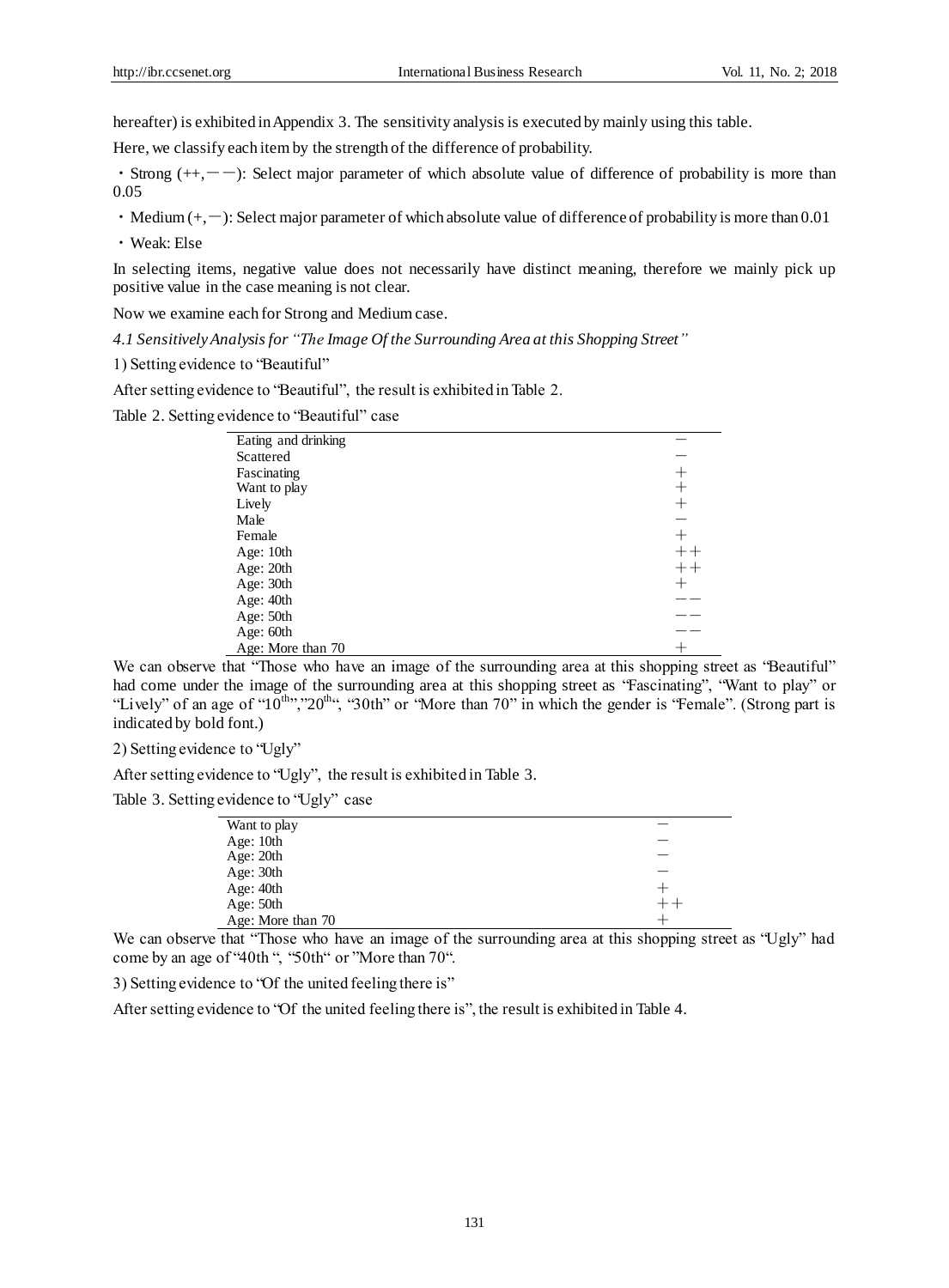hereafter) is exhibited in Appendix 3. The sensitivity analysis is executed by mainly using this table.

Here, we classify each item by the strength of the difference of probability.

・Strong (++, －－): Select major parameter of which absolute value of difference of probability is more than 0.05

・Medium (+, －): Select major parameter of which absolute value of difference of probability is more than 0.01

・Weak: Else

In selecting items, negative value does not necessarily have distinct meaning, therefore we mainly pick up positive value in the case meaning is not clear.

Now we examine each for Strong and Medium case.

*4.1 Sensitively Analysis for "The Image Of the Surrounding Area at this Shopping Street"*

1) Setting evidence to "Beautiful"

After setting evidence to "Beautiful", the result is exhibited in Table 2.

Table 2. Setting evidence to "Beautiful" case

| | |
|---|---|
| Eating and drinking | － |
| Scattered | － |
| Fascinating | ＋ |
| Want to play | ＋ |
| Lively | ＋ |
| Male | － |
| Female | ＋ |
| Age: 10th | ＋＋ |
| Age: 20th | ＋＋ |
| Age: 30th | ＋ |
| Age: 40th | －－ |
| Age: 50th | －－ |
| Age: 60th | －－ |
| Age: More than 70 | ＋ |

We can observe that "Those who have an image of the surrounding area at this shopping street as "Beautiful" had come under the image of the surrounding area at this shopping street as "Fascinating", "Want to play" or "Lively" of an age of "10th","20th", "30th" or "More than 70" in which the gender is "Female". (Strong part is indicated by bold font.)

2) Setting evidence to "Ugly"

After setting evidence to "Ugly", the result is exhibited in Table 3.

Table 3. Setting evidence to "Ugly" case

| | |
|---|---|
| Want to play | － |
| Age: 10th | － |
| Age: 20th | － |
| Age: 30th | － |
| Age: 40th | ＋ |
| Age: 50th | ＋＋ |
| Age: More than 70 | ＋ |

We can observe that "Those who have an image of the surrounding area at this shopping street as "Ugly" had come by an age of "40th ", "50th" or "More than 70".

3) Setting evidence to "Of the united feeling there is"

After setting evidence to "Of the united feeling there is", the result is exhibited in Table 4.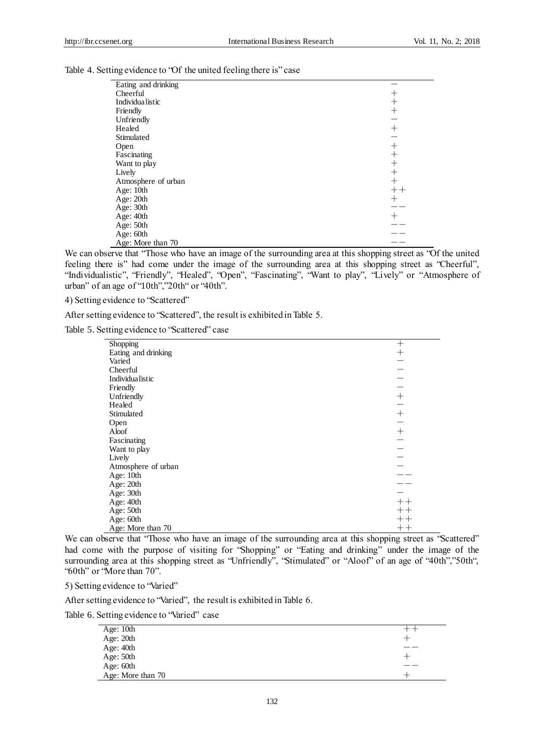Table 4. Setting evidence to "Of the united feeling there is" case

| | |
|---|---|
| Eating and drinking | − |
| Cheerful | + |
| Individualistic | + |
| Friendly | + |
| Unfriendly | − |
| Healed | + |
| Stimulated | − |
| Open | + |
| Fascinating | + |
| Want to play | + |
| Lively | + |
| Atmosphere of urban | + |
| Age: 10th | ++ |
| Age: 20th | + |
| Age: 30th | −− |
| Age: 40th | + |
| Age: 50th | −− |
| Age: 60th | −− |
| Age: More than 70 | −− |

We can observe that "Those who have an image of the surrounding area at this shopping street as "Of the united feeling there is" had come under the image of the surrounding area at this shopping street as "Cheerful", "Individualistic", "Friendly", "Healed", "Open", "Fascinating", "Want to play", "Lively" or "Atmosphere of urban" of an age of "10th","20th" or "40th".

4) Setting evidence to "Scattered"

After setting evidence to "Scattered", the result is exhibited in Table 5.

Table 5. Setting evidence to "Scattered" case

| | |
|---|---|
| Shopping | + |
| Eating and drinking | + |
| Varied | − |
| Cheerful | − |
| Individualistic | − |
| Friendly | − |
| Unfriendly | + |
| Healed | − |
| Stimulated | + |
| Open | − |
| Aloof | + |
| Fascinating | − |
| Want to play | − |
| Lively | − |
| Atmosphere of urban | − |
| Age: 10th | −− |
| Age: 20th | −− |
| Age: 30th | − |
| Age: 40th | ++ |
| Age: 50th | ++ |
| Age: 60th | ++ |
| Age: More than 70 | ++ |

We can observe that "Those who have an image of the surrounding area at this shopping street as "Scattered" had come with the purpose of visiting for "Shopping" or "Eating and drinking" under the image of the surrounding area at this shopping street as "Unfriendly", "Stimulated" or "Aloof" of an age of "40th","50th", "60th" or "More than 70".

5) Setting evidence to "Varied"

After setting evidence to "Varied", the result is exhibited in Table 6.

Table 6. Setting evidence to "Varied" case

| | |
|---|---|
| Age: 10th | ++ |
| Age: 20th | + |
| Age: 40th | −− |
| Age: 50th | + |
| Age: 60th | −− |
| Age: More than 70 | + |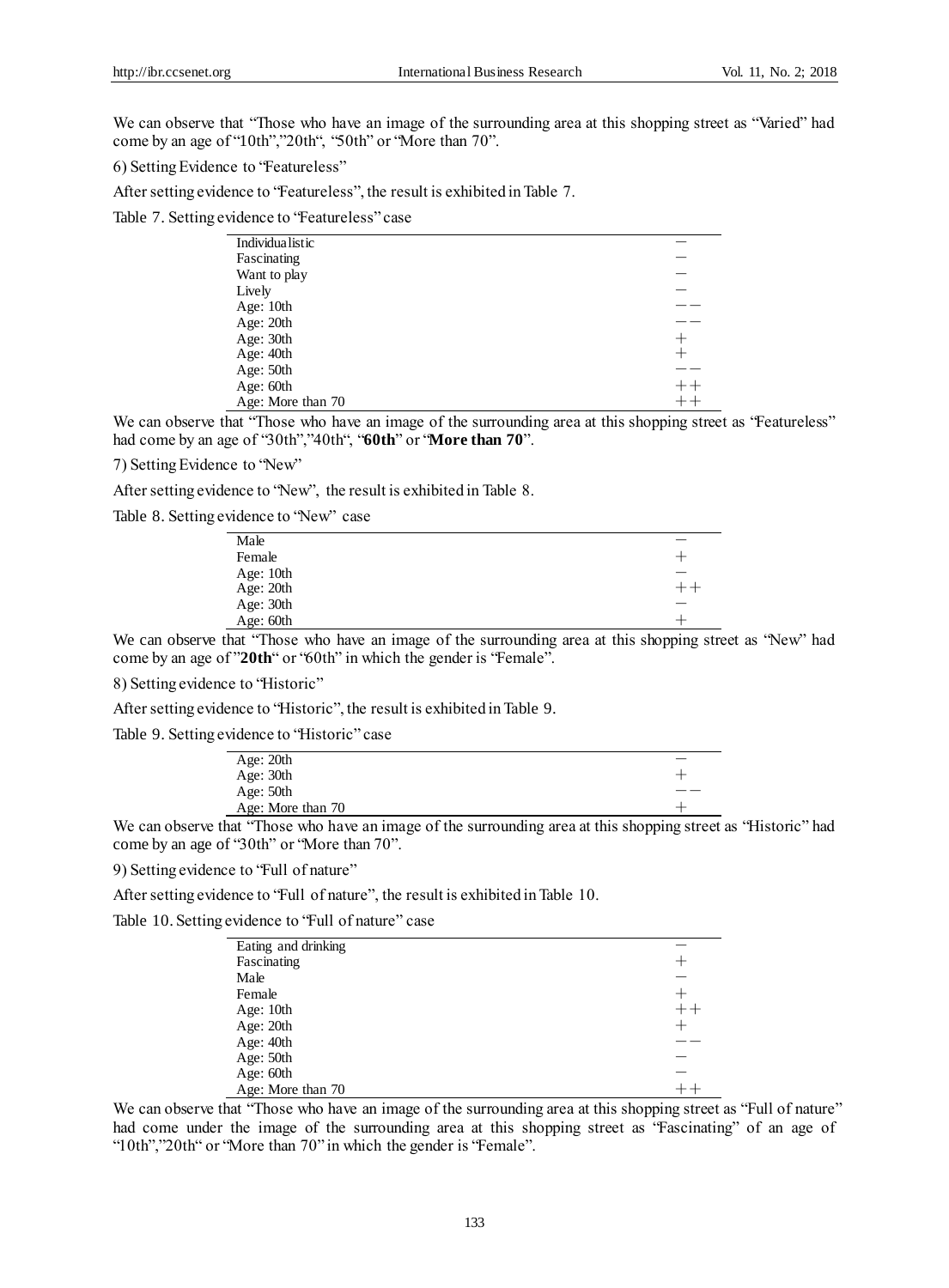We can observe that "Those who have an image of the surrounding area at this shopping street as "Varied" had come by an age of "10th","20th", "50th" or "More than 70".

6) Setting Evidence to "Featureless"

After setting evidence to "Featureless", the result is exhibited in Table 7.

Table 7. Setting evidence to "Featureless" case

| | |
|---|---|
| Individualistic | − |
| Fascinating | − |
| Want to play | − |
| Lively | − |
| Age: 10th | −− |
| Age: 20th | −− |
| Age: 30th | + |
| Age: 40th | + |
| Age: 50th | −− |
| Age: 60th | ++ |
| Age: More than 70 | ++ |

We can observe that "Those who have an image of the surrounding area at this shopping street as "Featureless" had come by an age of "30th","40th", "**60th**" or "**More than 70**".

7) Setting Evidence to "New"

After setting evidence to "New", the result is exhibited in Table 8.

Table 8. Setting evidence to "New" case

| | |
|---|---|
| Male | − |
| Female | + |
| Age: 10th | − |
| Age: 20th | ++ |
| Age: 30th | − |
| Age: 60th | + |

We can observe that "Those who have an image of the surrounding area at this shopping street as "New" had come by an age of "**20th**" or "60th" in which the gender is "Female".

8) Setting evidence to "Historic"

After setting evidence to "Historic", the result is exhibited in Table 9.

Table 9. Setting evidence to "Historic" case

| | |
|---|---|
| Age: 20th | − |
| Age: 30th | + |
| Age: 50th | −− |
| Age: More than 70 | + |

We can observe that "Those who have an image of the surrounding area at this shopping street as "Historic" had come by an age of "30th" or "More than 70".

9) Setting evidence to "Full of nature"

After setting evidence to "Full of nature", the result is exhibited in Table 10.

Table 10. Setting evidence to "Full of nature" case

| | |
|---|---|
| Eating and drinking | − |
| Fascinating | + |
| Male | − |
| Female | + |
| Age: 10th | ++ |
| Age: 20th | + |
| Age: 40th | −− |
| Age: 50th | − |
| Age: 60th | − |
| Age: More than 70 | ++ |

We can observe that "Those who have an image of the surrounding area at this shopping street as "Full of nature" had come under the image of the surrounding area at this shopping street as "Fascinating" of an age of "10th","20th" or "More than 70" in which the gender is "Female".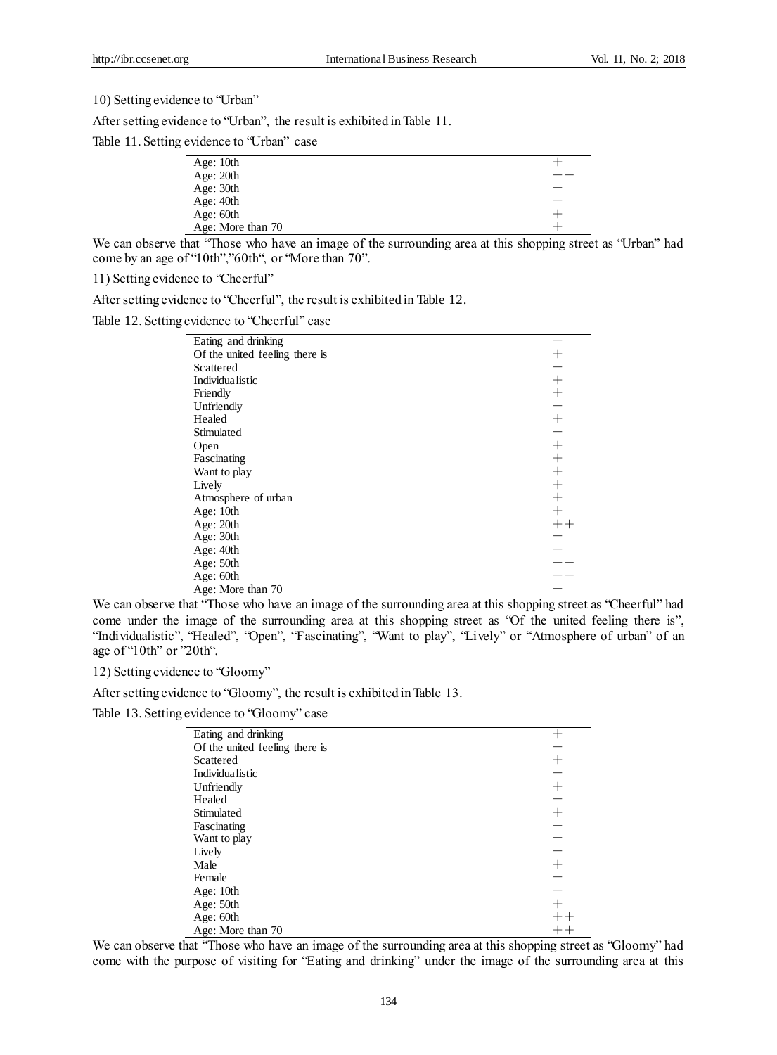10) Setting evidence to "Urban"

After setting evidence to "Urban", the result is exhibited in Table 11.

Table 11. Setting evidence to "Urban" case

| | |
|---|---|
| Age: 10th | + |
| Age: 20th | −− |
| Age: 30th | − |
| Age: 40th | − |
| Age: 60th | + |
| Age: More than 70 | + |

We can observe that "Those who have an image of the surrounding area at this shopping street as "Urban" had come by an age of "10th","60th", or "More than 70".

11) Setting evidence to "Cheerful"

After setting evidence to "Cheerful", the result is exhibited in Table 12.

Table 12. Setting evidence to "Cheerful" case

| | |
|---|---|
| Eating and drinking | − |
| Of the united feeling there is | + |
| Scattered | − |
| Individualistic | + |
| Friendly | + |
| Unfriendly | − |
| Healed | + |
| Stimulated | − |
| Open | + |
| Fascinating | + |
| Want to play | + |
| Lively | + |
| Atmosphere of urban | + |
| Age: 10th | + |
| Age: 20th | ++ |
| Age: 30th | − |
| Age: 40th | − |
| Age: 50th | −− |
| Age: 60th | −− |
| Age: More than 70 | − |

We can observe that "Those who have an image of the surrounding area at this shopping street as "Cheerful" had come under the image of the surrounding area at this shopping street as "Of the united feeling there is", "Individualistic", "Healed", "Open", "Fascinating", "Want to play", "Lively" or "Atmosphere of urban" of an age of "10th" or "20th".

12) Setting evidence to "Gloomy"

After setting evidence to "Gloomy", the result is exhibited in Table 13.

Table 13. Setting evidence to "Gloomy" case

| | |
|---|---|
| Eating and drinking | + |
| Of the united feeling there is | − |
| Scattered | + |
| Individualistic | − |
| Unfriendly | + |
| Healed | − |
| Stimulated | + |
| Fascinating | − |
| Want to play | − |
| Lively | − |
| Male | + |
| Female | − |
| Age: 10th | − |
| Age: 50th | + |
| Age: 60th | ++ |
| Age: More than 70 | ++ |

We can observe that "Those who have an image of the surrounding area at this shopping street as "Gloomy" had come with the purpose of visiting for "Eating and drinking" under the image of the surrounding area at this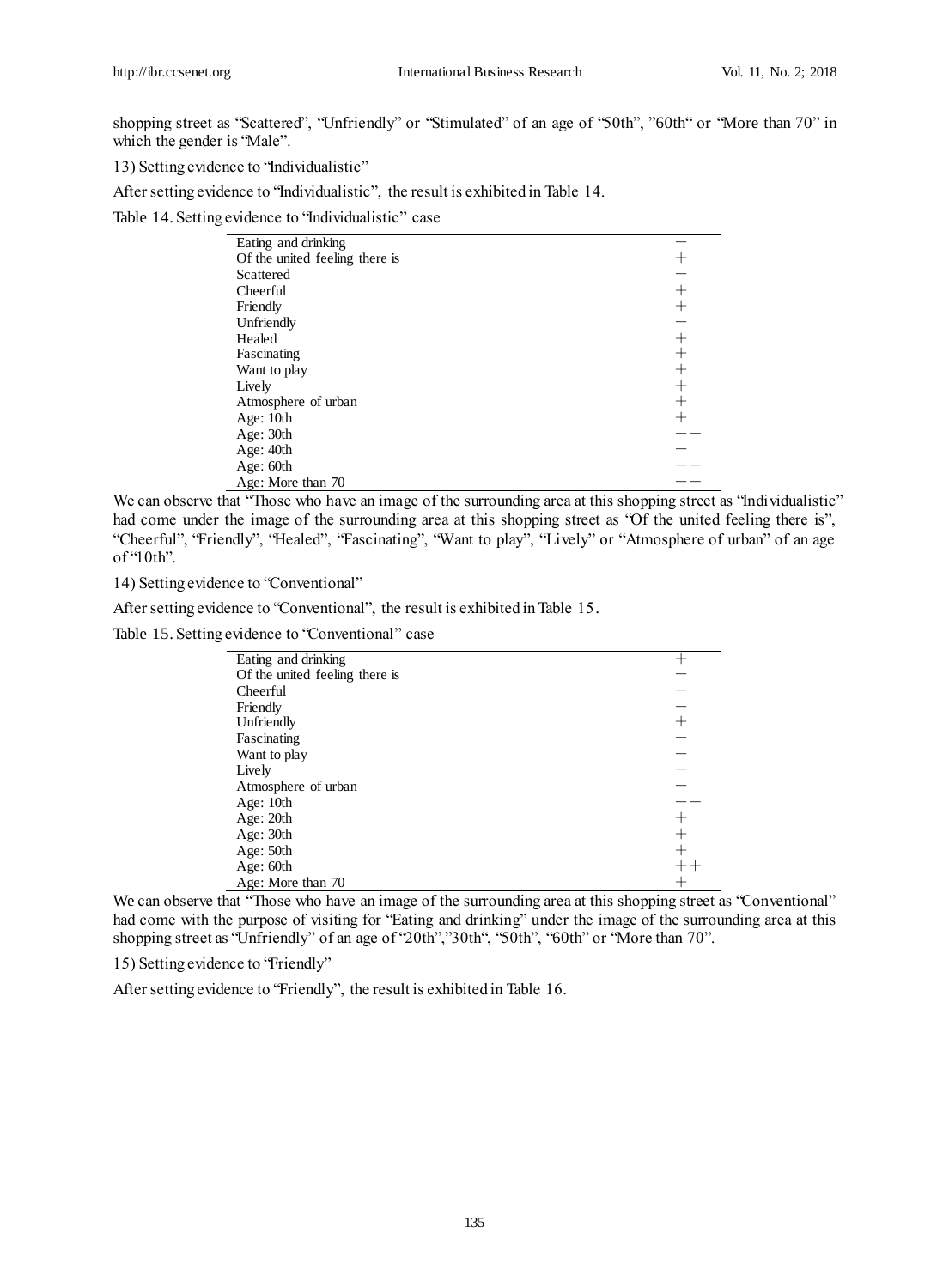shopping street as "Scattered", "Unfriendly" or "Stimulated" of an age of "50th", "60th" or "More than 70" in which the gender is "Male".

13) Setting evidence to "Individualistic"

After setting evidence to "Individualistic", the result is exhibited in Table 14.

Table 14. Setting evidence to "Individualistic" case

| | |
|---|---|
| Eating and drinking | − |
| Of the united feeling there is | + |
| Scattered | − |
| Cheerful | + |
| Friendly | + |
| Unfriendly | − |
| Healed | + |
| Fascinating | + |
| Want to play | + |
| Lively | + |
| Atmosphere of urban | + |
| Age: 10th | + |
| Age: 30th | −− |
| Age: 40th | − |
| Age: 60th | −− |
| Age: More than 70 | −− |

We can observe that "Those who have an image of the surrounding area at this shopping street as "Individualistic" had come under the image of the surrounding area at this shopping street as "Of the united feeling there is", "Cheerful", "Friendly", "Healed", "Fascinating", "Want to play", "Lively" or "Atmosphere of urban" of an age of "10th".

14) Setting evidence to "Conventional"

After setting evidence to "Conventional", the result is exhibited in Table 15.

Table 15. Setting evidence to "Conventional" case

| | |
|---|---|
| Eating and drinking | + |
| Of the united feeling there is | − |
| Cheerful | − |
| Friendly | − |
| Unfriendly | + |
| Fascinating | − |
| Want to play | − |
| Lively | − |
| Atmosphere of urban | − |
| Age: 10th | −− |
| Age: 20th | + |
| Age: 30th | + |
| Age: 50th | + |
| Age: 60th | ++ |
| Age: More than 70 | + |

We can observe that "Those who have an image of the surrounding area at this shopping street as "Conventional" had come with the purpose of visiting for "Eating and drinking" under the image of the surrounding area at this shopping street as "Unfriendly" of an age of "20th","30th", "50th", "60th" or "More than 70".

15) Setting evidence to "Friendly"

After setting evidence to "Friendly", the result is exhibited in Table 16.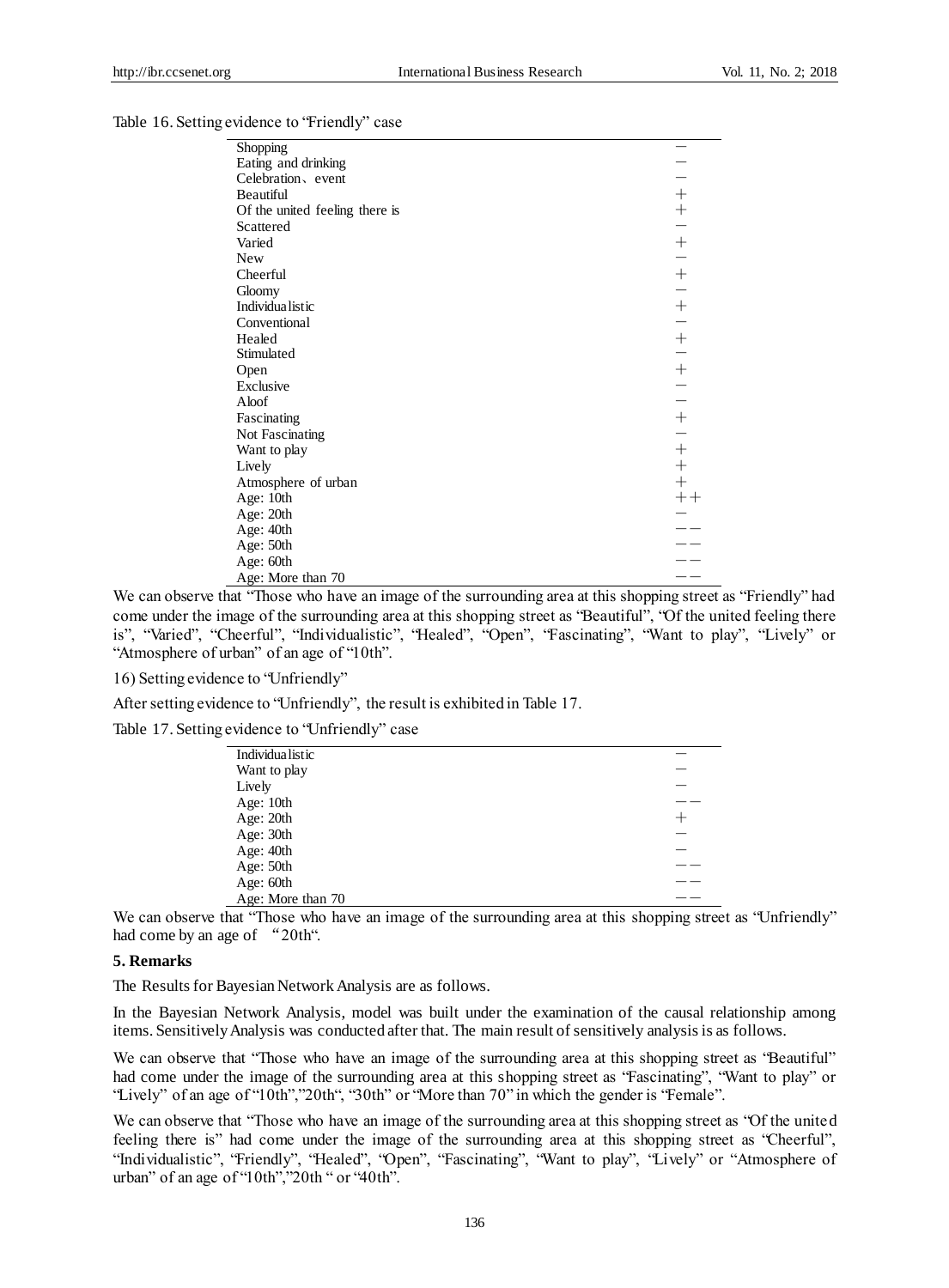Table 16. Setting evidence to "Friendly" case

| | |
|---|---|
| Shopping | − |
| Eating and drinking | − |
| Celebration、event | − |
| Beautiful | + |
| Of the united feeling there is | + |
| Scattered | − |
| Varied | + |
| New | − |
| Cheerful | + |
| Gloomy | − |
| Individualistic | + |
| Conventional | − |
| Healed | + |
| Stimulated | − |
| Open | + |
| Exclusive | − |
| Aloof | − |
| Fascinating | + |
| Not Fascinating | − |
| Want to play | + |
| Lively | + |
| Atmosphere of urban | + |
| Age: 10th | ++ |
| Age: 20th | − |
| Age: 40th | −− |
| Age: 50th | −− |
| Age: 60th | −− |
| Age: More than 70 | −− |

We can observe that "Those who have an image of the surrounding area at this shopping street as "Friendly" had come under the image of the surrounding area at this shopping street as "Beautiful", "Of the united feeling there is", "Varied", "Cheerful", "Individualistic", "Healed", "Open", "Fascinating", "Want to play", "Lively" or "Atmosphere of urban" of an age of "10th".

16) Setting evidence to "Unfriendly"

After setting evidence to "Unfriendly", the result is exhibited in Table 17.

Table 17. Setting evidence to "Unfriendly" case

| | |
|---|---|
| Individualistic | − |
| Want to play | − |
| Lively | − |
| Age: 10th | −− |
| Age: 20th | + |
| Age: 30th | − |
| Age: 40th | − |
| Age: 50th | −− |
| Age: 60th | −− |
| Age: More than 70 | −− |

We can observe that "Those who have an image of the surrounding area at this shopping street as "Unfriendly" had come by an age of "20th".

**5. Remarks**

The Results for Bayesian Network Analysis are as follows.

In the Bayesian Network Analysis, model was built under the examination of the causal relationship among items. Sensitively Analysis was conducted after that. The main result of sensitively analysis is as follows.

We can observe that "Those who have an image of the surrounding area at this shopping street as "Beautiful" had come under the image of the surrounding area at this shopping street as "Fascinating", "Want to play" or "Lively" of an age of "10th","20th", "30th" or "More than 70" in which the gender is "Female".

We can observe that "Those who have an image of the surrounding area at this shopping street as "Of the united feeling there is" had come under the image of the surrounding area at this shopping street as "Cheerful", "Individualistic", "Friendly", "Healed", "Open", "Fascinating", "Want to play", "Lively" or "Atmosphere of urban" of an age of "10th","20th " or "40th".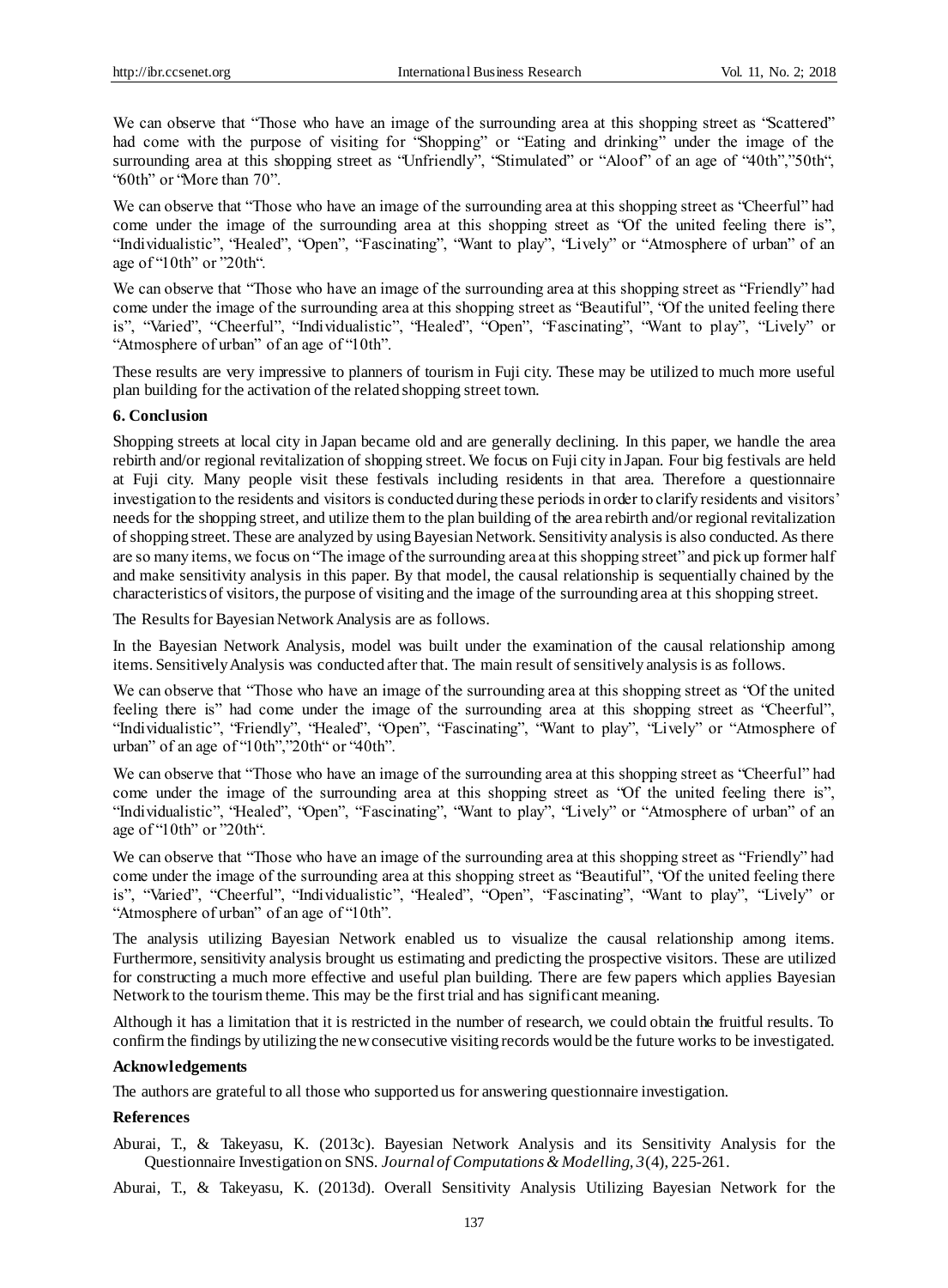We can observe that "Those who have an image of the surrounding area at this shopping street as "Scattered" had come with the purpose of visiting for "Shopping" or "Eating and drinking" under the image of the surrounding area at this shopping street as "Unfriendly", "Stimulated" or "Aloof" of an age of "40th","50th", "60th" or "More than 70".

We can observe that "Those who have an image of the surrounding area at this shopping street as "Cheerful" had come under the image of the surrounding area at this shopping street as "Of the united feeling there is", "Individualistic", "Healed", "Open", "Fascinating", "Want to play", "Lively" or "Atmosphere of urban" of an age of "10th" or "20th".

We can observe that "Those who have an image of the surrounding area at this shopping street as "Friendly" had come under the image of the surrounding area at this shopping street as "Beautiful", "Of the united feeling there is", "Varied", "Cheerful", "Individualistic", "Healed", "Open", "Fascinating", "Want to play", "Lively" or "Atmosphere of urban" of an age of "10th".

These results are very impressive to planners of tourism in Fuji city. These may be utilized to much more useful plan building for the activation of the related shopping street town.

## 6. Conclusion

Shopping streets at local city in Japan became old and are generally declining. In this paper, we handle the area rebirth and/or regional revitalization of shopping street. We focus on Fuji city in Japan. Four big festivals are held at Fuji city. Many people visit these festivals including residents in that area. Therefore a questionnaire investigation to the residents and visitors is conducted during these periods in order to clarify residents and visitors' needs for the shopping street, and utilize them to the plan building of the area rebirth and/or regional revitalization of shopping street. These are analyzed by using Bayesian Network. Sensitivity analysis is also conducted. As there are so many items, we focus on "The image of the surrounding area at this shopping street" and pick up former half and make sensitivity analysis in this paper. By that model, the causal relationship is sequentially chained by the characteristics of visitors, the purpose of visiting and the image of the surrounding area at this shopping street.

The Results for Bayesian Network Analysis are as follows.

In the Bayesian Network Analysis, model was built under the examination of the causal relationship among items. Sensitively Analysis was conducted after that. The main result of sensitively analysis is as follows.

We can observe that "Those who have an image of the surrounding area at this shopping street as "Of the united feeling there is" had come under the image of the surrounding area at this shopping street as "Cheerful", "Individualistic", "Friendly", "Healed", "Open", "Fascinating", "Want to play", "Lively" or "Atmosphere of urban" of an age of "10th","20th" or "40th".

We can observe that "Those who have an image of the surrounding area at this shopping street as "Cheerful" had come under the image of the surrounding area at this shopping street as "Of the united feeling there is", "Individualistic", "Healed", "Open", "Fascinating", "Want to play", "Lively" or "Atmosphere of urban" of an age of "10th" or "20th".

We can observe that "Those who have an image of the surrounding area at this shopping street as "Friendly" had come under the image of the surrounding area at this shopping street as "Beautiful", "Of the united feeling there is", "Varied", "Cheerful", "Individualistic", "Healed", "Open", "Fascinating", "Want to play", "Lively" or "Atmosphere of urban" of an age of "10th".

The analysis utilizing Bayesian Network enabled us to visualize the causal relationship among items. Furthermore, sensitivity analysis brought us estimating and predicting the prospective visitors. These are utilized for constructing a much more effective and useful plan building. There are few papers which applies Bayesian Network to the tourism theme. This may be the first trial and has significant meaning.

Although it has a limitation that it is restricted in the number of research, we could obtain the fruitful results. To confirm the findings by utilizing the new consecutive visiting records would be the future works to be investigated.

### Acknowledgements

The authors are grateful to all those who supported us for answering questionnaire investigation.

### References

Aburai, T., & Takeyasu, K. (2013c). Bayesian Network Analysis and its Sensitivity Analysis for the Questionnaire Investigation on SNS. *Journal of Computations & Modelling, 3*(4), 225-261.

Aburai, T., & Takeyasu, K. (2013d). Overall Sensitivity Analysis Utilizing Bayesian Network for the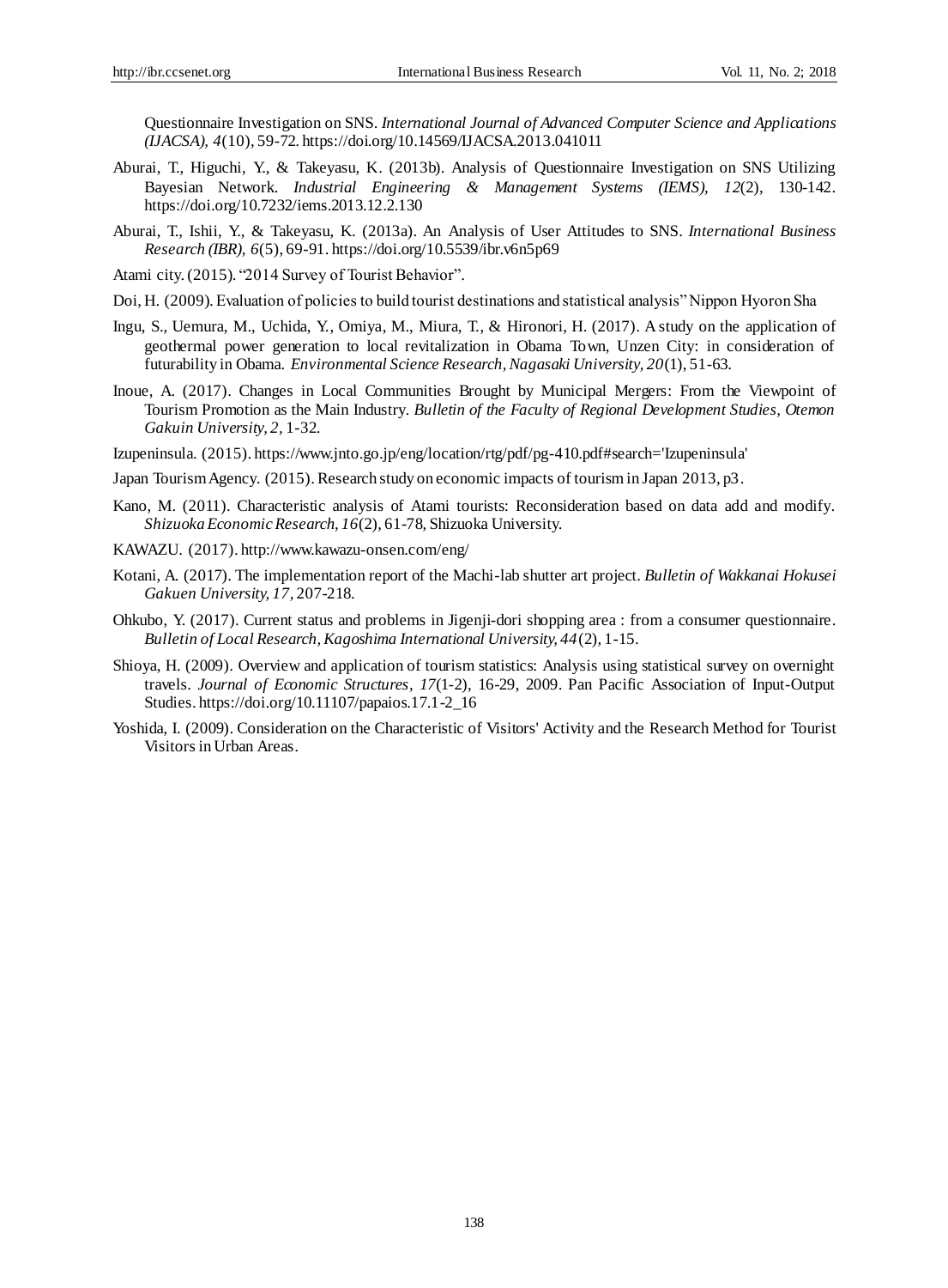Questionnaire Investigation on SNS. *International Journal of Advanced Computer Science and Applications (IJACSA), 4*(10), 59-72. https://doi.org/10.14569/IJACSA.2013.041011

Aburai, T., Higuchi, Y., & Takeyasu, K. (2013b). Analysis of Questionnaire Investigation on SNS Utilizing Bayesian Network. *Industrial Engineering & Management Systems (IEMS), 12*(2), 130-142. https://doi.org/10.7232/iems.2013.12.2.130

Aburai, T., Ishii, Y., & Takeyasu, K. (2013a). An Analysis of User Attitudes to SNS. *International Business Research (IBR), 6*(5), 69-91. https://doi.org/10.5539/ibr.v6n5p69

Atami city. (2015). "2014 Survey of Tourist Behavior".

Doi, H. (2009). Evaluation of policies to build tourist destinations and statistical analysis" Nippon Hyoron Sha

Ingu, S., Uemura, M., Uchida, Y., Omiya, M., Miura, T., & Hironori, H. (2017). A study on the application of geothermal power generation to local revitalization in Obama Town, Unzen City: in consideration of futurability in Obama. *Environmental Science Research, Nagasaki University, 20*(1), 51-63.

Inoue, A. (2017). Changes in Local Communities Brought by Municipal Mergers: From the Viewpoint of Tourism Promotion as the Main Industry. *Bulletin of the Faculty of Regional Development Studies, Otemon Gakuin University, 2*, 1-32.

Izupeninsula. (2015). https://www.jnto.go.jp/eng/location/rtg/pdf/pg-410.pdf#search='Izupeninsula'

Japan Tourism Agency. (2015). Research study on economic impacts of tourism in Japan 2013, p3.

Kano, M. (2011). Characteristic analysis of Atami tourists: Reconsideration based on data add and modify. *Shizuoka Economic Research, 16*(2), 61-78, Shizuoka University.

KAWAZU. (2017). http://www.kawazu-onsen.com/eng/

Kotani, A. (2017). The implementation report of the Machi-lab shutter art project. *Bulletin of Wakkanai Hokusei Gakuen University, 17*, 207-218.

Ohkubo, Y. (2017). Current status and problems in Jigenji-dori shopping area : from a consumer questionnaire. *Bulletin of Local Research, Kagoshima International University, 44*(2), 1-15.

Shioya, H. (2009). Overview and application of tourism statistics: Analysis using statistical survey on overnight travels. *Journal of Economic Structures, 17*(1-2), 16-29, 2009. Pan Pacific Association of Input-Output Studies. https://doi.org/10.11107/papaios.17.1-2_16

Yoshida, I. (2009). Consideration on the Characteristic of Visitors' Activity and the Research Method for Tourist Visitors in Urban Areas.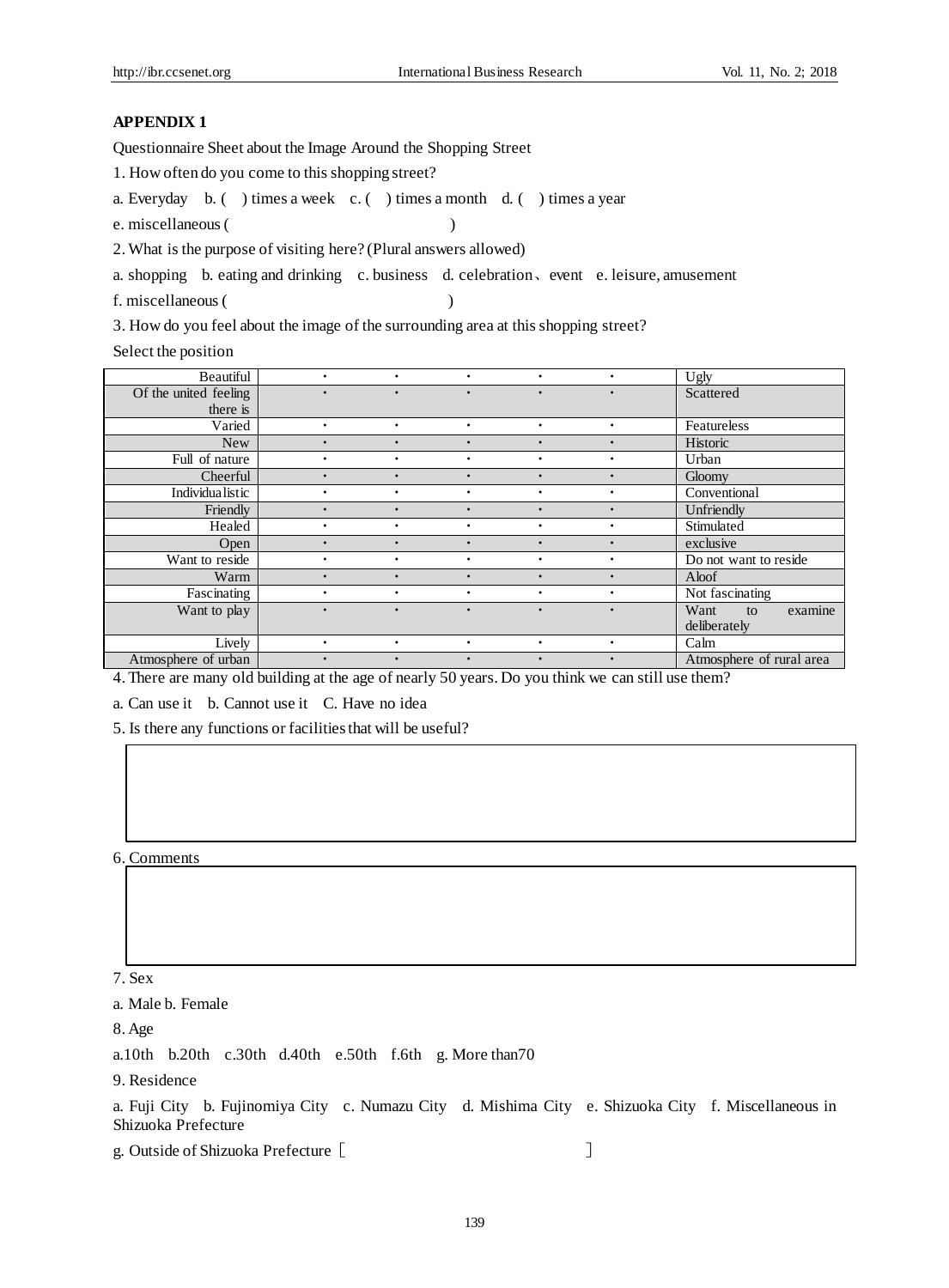## APPENDIX 1

Questionnaire Sheet about the Image Around the Shopping Street

1. How often do you come to this shopping street?

a. Everyday　b. (　) times a week　c. (　) times a month　d. (　) times a year

e. miscellaneous (　　　　　　　　　　　　)

2. What is the purpose of visiting here? (Plural answers allowed)

a. shopping　b. eating and drinking　c. business　d. celebration、event　e. leisure, amusement

f. miscellaneous (　　　　　　　　　　　　)

3. How do you feel about the image of the surrounding area at this shopping street?

Select the position

| | | | | | | |
|---|---|---|---|---|---|---|
| Beautiful | · | · | · | · | · | Ugly |
| Of the united feeling there is | · | · | · | · | · | Scattered |
| Varied | · | · | · | · | · | Featureless |
| New | · | · | · | · | · | Historic |
| Full of nature | · | · | · | · | · | Urban |
| Cheerful | · | · | · | · | · | Gloomy |
| Individualistic | · | · | · | · | · | Conventional |
| Friendly | · | · | · | · | · | Unfriendly |
| Healed | · | · | · | · | · | Stimulated |
| Open | · | · | · | · | · | exclusive |
| Want to reside | · | · | · | · | · | Do not want to reside |
| Warm | · | · | · | · | · | Aloof |
| Fascinating | · | · | · | · | · | Not fascinating |
| Want to play | · | · | · | · | · | Want to examine deliberately |
| Lively | · | · | · | · | · | Calm |
| Atmosphere of urban | · | · | · | · | · | Atmosphere of rural area |

4. There are many old building at the age of nearly 50 years. Do you think we can still use them?

a. Can use it　b. Cannot use it　C. Have no idea

5. Is there any functions or facilities that will be useful?

6. Comments

7. Sex

a. Male b. Female

8. Age

a.10th　b.20th　c.30th　d.40th　e.50th　f.6th　g. More than70

9. Residence

a. Fuji City　b. Fujinomiya City　c. Numazu City　d. Mishima City　e. Shizuoka City　f. Miscellaneous in Shizuoka Prefecture

g. Outside of Shizuoka Prefecture［　　　　　　　　　　　　　］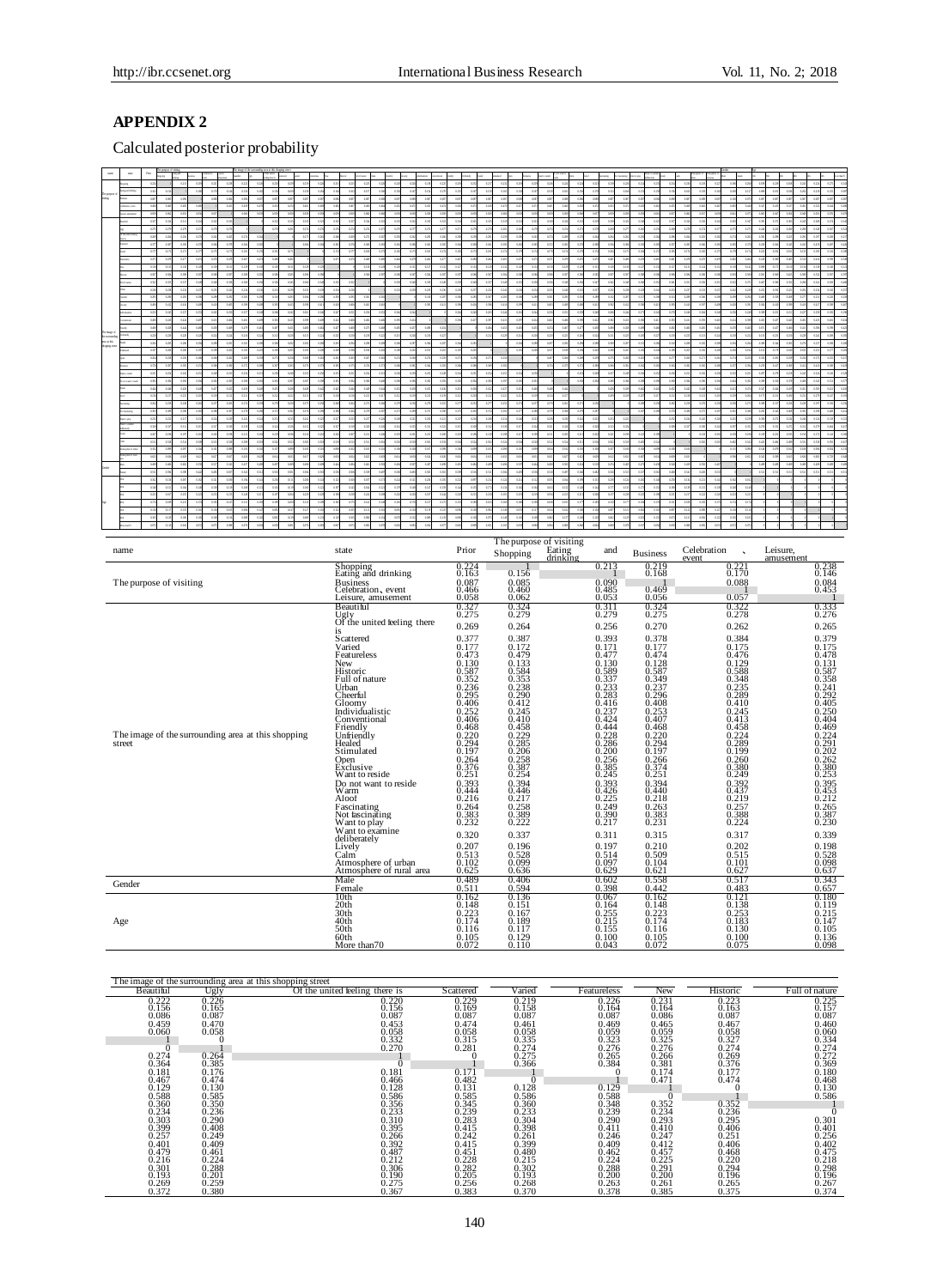## APPENDIX 2

Calculated posterior probability

| name | state | Prior | The purpose of visiting: Shopping | Eating and drinking | Business | Celebration、event | Leisure, amusement |
|---|---|---|---|---|---|---|---|
| The purpose of visiting | Shopping | 0.224 | 1 | 0.213 | 0.219 | 0.221 | 0.238 |
| | Eating and drinking | 0.163 | 0.156 | 1 | 0.168 | 0.170 | 0.146 |
| | Business | 0.087 | 0.085 | 0.090 | 1 | 0.088 | 0.084 |
| | Celebration、event | 0.466 | 0.460 | 0.485 | 0.469 | 1 | 0.453 |
| | Leisure, amusement | 0.058 | 0.062 | 0.053 | 0.056 | 0.057 | 1 |
| The image of the surrounding area at this shopping street | Beautiful | 0.327 | 0.324 | 0.311 | 0.324 | 0.322 | 0.333 |
| | Ugly | 0.275 | 0.279 | 0.279 | 0.275 | 0.278 | 0.276 |
| | Of the united feeling there is | 0.269 | 0.264 | 0.256 | 0.270 | 0.262 | 0.265 |
| | Scattered | 0.377 | 0.387 | 0.393 | 0.378 | 0.384 | 0.379 |
| | Varied | 0.177 | 0.172 | 0.171 | 0.177 | 0.175 | 0.175 |
| | Featureless | 0.473 | 0.479 | 0.477 | 0.474 | 0.476 | 0.478 |
| | New | 0.130 | 0.133 | 0.130 | 0.128 | 0.129 | 0.131 |
| | Historic | 0.587 | 0.584 | 0.589 | 0.587 | 0.588 | 0.587 |
| | Full of nature | 0.352 | 0.353 | 0.337 | 0.349 | 0.348 | 0.358 |
| | Urban | 0.236 | 0.238 | 0.233 | 0.237 | 0.235 | 0.241 |
| | Cheerful | 0.295 | 0.290 | 0.283 | 0.296 | 0.289 | 0.292 |
| | Gloomy | 0.406 | 0.412 | 0.416 | 0.408 | 0.410 | 0.405 |
| | Individualistic | 0.252 | 0.245 | 0.237 | 0.253 | 0.245 | 0.250 |
| | Conventional | 0.406 | 0.410 | 0.424 | 0.407 | 0.413 | 0.404 |
| | Friendly | 0.468 | 0.458 | 0.444 | 0.468 | 0.458 | 0.469 |
| | Unfriendly | 0.220 | 0.229 | 0.228 | 0.220 | 0.224 | 0.224 |
| | Healed | 0.294 | 0.285 | 0.286 | 0.294 | 0.289 | 0.291 |
| | Stimulated | 0.197 | 0.206 | 0.200 | 0.197 | 0.199 | 0.202 |
| | Open | 0.264 | 0.258 | 0.256 | 0.266 | 0.260 | 0.262 |
| | Exclusive | 0.376 | 0.387 | 0.385 | 0.374 | 0.380 | 0.380 |
| | Want to reside | 0.251 | 0.254 | 0.245 | 0.251 | 0.249 | 0.253 |
| | Do not want to reside | 0.393 | 0.394 | 0.393 | 0.394 | 0.392 | 0.395 |
| | Warm | 0.444 | 0.446 | 0.426 | 0.440 | 0.437 | 0.453 |
| | Aloof | 0.216 | 0.217 | 0.225 | 0.218 | 0.219 | 0.212 |
| | Fascinating | 0.264 | 0.258 | 0.249 | 0.263 | 0.257 | 0.265 |
| | Not fascinating | 0.383 | 0.389 | 0.390 | 0.383 | 0.388 | 0.387 |
| | Want to play | 0.232 | 0.222 | 0.217 | 0.231 | 0.224 | 0.230 |
| | Want to examine deliberately | 0.320 | 0.337 | 0.311 | 0.315 | 0.317 | 0.339 |
| | Lively | 0.207 | 0.196 | 0.197 | 0.210 | 0.202 | 0.198 |
| | Calm | 0.513 | 0.528 | 0.514 | 0.509 | 0.515 | 0.528 |
| | Atmosphere of urban | 0.102 | 0.099 | 0.097 | 0.104 | 0.101 | 0.098 |
| | Atmosphere of rural area | 0.625 | 0.636 | 0.629 | 0.621 | 0.627 | 0.637 |
| Gender | Male | 0.489 | 0.406 | 0.602 | 0.558 | 0.517 | 0.343 |
| | Female | 0.511 | 0.594 | 0.398 | 0.442 | 0.483 | 0.657 |
| Age | 10th | 0.162 | 0.136 | 0.067 | 0.162 | 0.121 | 0.180 |
| | 20th | 0.148 | 0.151 | 0.164 | 0.148 | 0.138 | 0.119 |
| | 30th | 0.223 | 0.167 | 0.255 | 0.223 | 0.253 | 0.215 |
| | 40th | 0.174 | 0.189 | 0.215 | 0.171 | 0.183 | 0.147 |
| | 50th | 0.116 | 0.117 | 0.155 | 0.116 | 0.130 | 0.105 |
| | 60th | 0.105 | 0.129 | 0.100 | 0.105 | 0.100 | 0.136 |
| | More than70 | 0.072 | 0.110 | 0.043 | 0.072 | 0.075 | 0.098 |

| The image of the surrounding area at this shopping street: Beautiful | Ugly | Of the united feeling there is | Scattered | Varied | Featureless | New | Historic | Full of nature |
|---|---|---|---|---|---|---|---|---|
| 0.222 | 0.226 | 0.220 | 0.229 | 0.219 | 0.226 | 0.231 | 0.223 | 0.225 |
| 0.156 | 0.165 | 0.156 | 0.169 | 0.158 | 0.164 | 0.164 | 0.163 | 0.157 |
| 0.086 | 0.087 | 0.087 | 0.087 | 0.087 | 0.087 | 0.086 | 0.087 | 0.087 |
| 0.459 | 0.470 | 0.453 | 0.474 | 0.461 | 0.469 | 0.465 | 0.467 | 0.460 |
| 0.060 | 0.058 | 0.058 | 0.058 | 0.058 | 0.059 | 0.059 | 0.058 | 0.060 |
| 1 | 0 | 0.332 | 0.315 | 0.335 | 0.323 | 0.325 | 0.327 | 0.334 |
| 0 | 1 | 0.270 | 0.281 | 0.274 | 0.276 | 0.276 | 0.274 | 0.274 |
| 0.274 | 0.264 | 1 | 0 | 0.275 | 0.265 | 0.266 | 0.269 | 0.272 |
| 0.364 | 0.385 | 0 | 1 | 0.366 | 0.384 | 0.381 | 0.376 | 0.369 |
| 0.181 | 0.176 | 0.181 | 0.171 | 1 | 0 | 0.174 | 0.177 | 0.180 |
| 0.467 | 0.474 | 0.466 | 0.482 | 0 | 1 | 0.471 | 0.474 | 0.468 |
| 0.129 | 0.130 | 0.128 | 0.131 | 0.128 | 0.129 | 1 | 0 | 0.130 |
| 0.588 | 0.585 | 0.586 | 0.585 | 0.586 | 0.588 | 0 | 1 | 0.586 |
| 0.360 | 0.350 | 0.356 | 0.345 | 0.360 | 0.348 | 0.352 | 0.352 | 1 |
| 0.234 | 0.236 | 0.233 | 0.239 | 0.233 | 0.239 | 0.234 | 0.236 | 0 |
| 0.303 | 0.290 | 0.310 | 0.283 | 0.304 | 0.290 | 0.293 | 0.295 | 0.301 |
| 0.399 | 0.408 | 0.395 | 0.415 | 0.398 | 0.411 | 0.410 | 0.406 | 0.401 |
| 0.257 | 0.249 | 0.266 | 0.242 | 0.261 | 0.246 | 0.247 | 0.251 | 0.256 |
| 0.401 | 0.409 | 0.392 | 0.415 | 0.399 | 0.409 | 0.412 | 0.406 | 0.402 |
| 0.479 | 0.461 | 0.487 | 0.451 | 0.480 | 0.462 | 0.457 | 0.468 | 0.475 |
| 0.216 | 0.224 | 0.212 | 0.228 | 0.215 | 0.224 | 0.225 | 0.220 | 0.218 |
| 0.301 | 0.288 | 0.306 | 0.282 | 0.302 | 0.288 | 0.291 | 0.294 | 0.298 |
| 0.193 | 0.201 | 0.190 | 0.205 | 0.193 | 0.200 | 0.200 | 0.196 | 0.196 |
| 0.269 | 0.259 | 0.275 | 0.256 | 0.268 | 0.263 | 0.260 | 0.265 | 0.267 |
| 0.372 | 0.380 | 0.367 | 0.383 | 0.370 | 0.378 | 0.385 | 0.375 | 0.374 |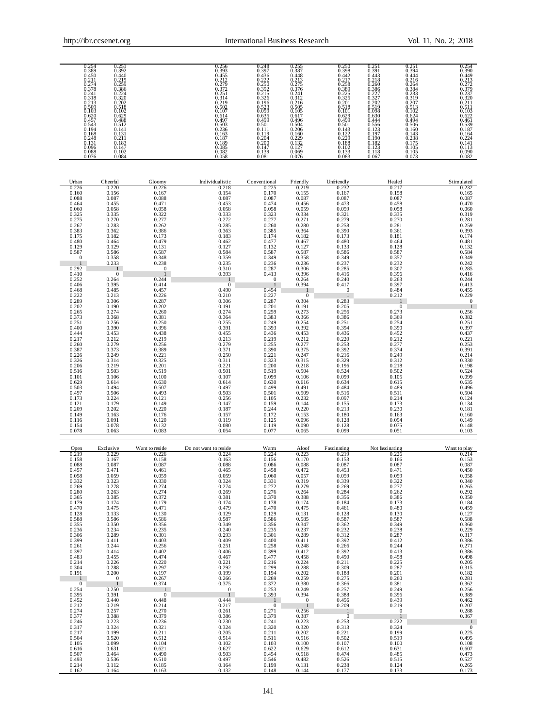| | | | | | | | | |
|---|---|---|---|---|---|---|---|---|
| 0.254 | 0.251 | 0.256 | 0.248 | 0.255 | 0.250 | 0.251 | 0.251 | 0.254 |
| 0.389 | 0.392 | 0.393 | 0.397 | 0.387 | 0.398 | 0.391 | 0.394 | 0.390 |
| 0.450 | 0.440 | 0.455 | 0.436 | 0.448 | 0.442 | 0.443 | 0.444 | 0.449 |
| 0.211 | 0.219 | 0.212 | 0.222 | 0.213 | 0.217 | 0.218 | 0.216 | 0.213 |
| 0.274 | 0.259 | 0.279 | 0.250 | 0.275 | 0.258 | 0.260 | 0.264 | 0.272 |
| 0.378 | 0.386 | 0.372 | 0.392 | 0.376 | 0.389 | 0.386 | 0.384 | 0.379 |
| 0.241 | 0.224 | 0.251 | 0.215 | 0.241 | 0.225 | 0.227 | 0.233 | 0.237 |
| 0.318 | 0.320 | 0.314 | 0.326 | 0.312 | 0.325 | 0.327 | 0.319 | 0.320 |
| 0.213 | 0.202 | 0.219 | 0.196 | 0.216 | 0.201 | 0.202 | 0.207 | 0.211 |
| 0.509 | 0.518 | 0.502 | 0.523 | 0.505 | 0.518 | 0.519 | 0.513 | 0.511 |
| 0.103 | 0.102 | 0.107 | 0.099 | 0.105 | 0.101 | 0.098 | 0.102 | 0.103 |
| 0.620 | 0.629 | 0.614 | 0.635 | 0.617 | 0.629 | 0.630 | 0.624 | 0.622 |
| 0.457 | 0.488 | 0.497 | 0.499 | 0.496 | 0.499 | 0.444 | 0.494 | 0.461 |
| 0.543 | 0.512 | 0.503 | 0.501 | 0.504 | 0.501 | 0.556 | 0.506 | 0.539 |
| 0.194 | 0.141 | 0.236 | 0.111 | 0.206 | 0.143 | 0.123 | 0.160 | 0.187 |
| 0.168 | 0.131 | 0.163 | 0.119 | 0.160 | 0.122 | 0.197 | 0.143 | 0.164 |
| 0.248 | 0.211 | 0.187 | 0.204 | 0.229 | 0.229 | 0.190 | 0.238 | 0.224 |
| 0.131 | 0.183 | 0.189 | 0.200 | 0.132 | 0.188 | 0.182 | 0.175 | 0.141 |
| 0.096 | 0.147 | 0.085 | 0.147 | 0.127 | 0.102 | 0.123 | 0.105 | 0.113 |
| 0.088 | 0.102 | 0.082 | 0.139 | 0.069 | 0.133 | 0.118 | 0.105 | 0.090 |
| 0.076 | 0.084 | 0.058 | 0.081 | 0.076 | 0.083 | 0.067 | 0.073 | 0.082 |

| Urban | Cheerful | Gloomy | Individualistic | Conventional | Friendly | Unfriendly | Healed | Stimulated |
|---|---|---|---|---|---|---|---|---|
| 0.226 | 0.220 | 0.226 | 0.218 | 0.225 | 0.219 | 0.232 | 0.217 | 0.232 |
| 0.160 | 0.156 | 0.167 | 0.154 | 0.170 | 0.155 | 0.167 | 0.158 | 0.165 |
| 0.088 | 0.087 | 0.088 | 0.087 | 0.087 | 0.087 | 0.087 | 0.087 | 0.087 |
| 0.464 | 0.455 | 0.471 | 0.453 | 0.474 | 0.456 | 0.473 | 0.458 | 0.470 |
| 0.060 | 0.058 | 0.058 | 0.058 | 0.058 | 0.059 | 0.059 | 0.058 | 0.060 |
| 0.325 | 0.335 | 0.322 | 0.333 | 0.323 | 0.334 | 0.321 | 0.335 | 0.319 |
| 0.275 | 0.270 | 0.277 | 0.272 | 0.277 | 0.271 | 0.279 | 0.270 | 0.281 |
| 0.267 | 0.283 | 0.262 | 0.285 | 0.260 | 0.280 | 0.258 | 0.281 | 0.259 |
| 0.383 | 0.362 | 0.386 | 0.363 | 0.385 | 0.364 | 0.390 | 0.361 | 0.393 |
| 0.175 | 0.182 | 0.173 | 0.183 | 0.174 | 0.182 | 0.173 | 0.181 | 0.174 |
| 0.480 | 0.464 | 0.479 | 0.462 | 0.477 | 0.467 | 0.480 | 0.464 | 0.481 |
| 0.129 | 0.129 | 0.131 | 0.127 | 0.132 | 0.127 | 0.133 | 0.128 | 0.132 |
| 0.587 | 0.586 | 0.587 | 0.584 | 0.587 | 0.587 | 0.586 | 0.587 | 0.584 |
| 0 | 0.358 | 0.348 | 0.359 | 0.349 | 0.358 | 0.349 | 0.357 | 0.349 |
| 1 | 0.233 | 0.238 | 0.235 | 0.236 | 0.236 | 0.237 | 0.232 | 0.242 |
| 0.292 | 1 | 0 | 0.310 | 0.287 | 0.306 | 0.285 | 0.307 | 0.285 |
| 0.410 | 0 | 1 | 0.393 | 0.413 | 0.396 | 0.416 | 0.396 | 0.416 |
| 0.252 | 0.264 | 0.244 | 1 | 0 | 0.264 | 0.240 | 0.263 | 0.244 |
| 0.406 | 0.395 | 0.414 | 0 | 1 | 0.394 | 0.417 | 0.397 | 0.413 |
| 0.468 | 0.485 | 0.457 | 0.490 | 0.454 | 1 | 0 | 0.484 | 0.455 |
| 0.222 | 0.213 | 0.226 | 0.210 | 0.227 | 0 | 1 | 0.212 | 0.229 |
| 0.289 | 0.306 | 0.287 | 0.306 | 0.287 | 0.304 | 0.283 | 1 | 0 |
| 0.202 | 0.190 | 0.202 | 0.191 | 0.201 | 0.191 | 0.205 | 0 | 1 |
| 0.265 | 0.274 | 0.260 | 0.274 | 0.259 | 0.273 | 0.256 | 0.273 | 0.256 |
| 0.373 | 0.368 | 0.381 | 0.364 | 0.383 | 0.366 | 0.386 | 0.369 | 0.382 |
| 0.251 | 0.256 | 0.250 | 0.255 | 0.249 | 0.254 | 0.251 | 0.254 | 0.251 |
| 0.400 | 0.390 | 0.396 | 0.391 | 0.393 | 0.392 | 0.394 | 0.390 | 0.397 |
| 0.444 | 0.453 | 0.438 | 0.455 | 0.436 | 0.453 | 0.436 | 0.452 | 0.437 |
| 0.217 | 0.212 | 0.219 | 0.213 | 0.219 | 0.212 | 0.220 | 0.212 | 0.221 |
| 0.260 | 0.279 | 0.256 | 0.279 | 0.255 | 0.277 | 0.253 | 0.277 | 0.253 |
| 0.387 | 0.373 | 0.389 | 0.371 | 0.390 | 0.375 | 0.392 | 0.374 | 0.391 |
| 0.226 | 0.249 | 0.221 | 0.250 | 0.221 | 0.247 | 0.216 | 0.249 | 0.214 |
| 0.326 | 0.314 | 0.325 | 0.311 | 0.323 | 0.315 | 0.329 | 0.312 | 0.330 |
| 0.206 | 0.219 | 0.201 | 0.221 | 0.200 | 0.218 | 0.196 | 0.218 | 0.198 |
| 0.516 | 0.503 | 0.519 | 0.501 | 0.519 | 0.504 | 0.524 | 0.502 | 0.524 |
| 0.101 | 0.106 | 0.100 | 0.107 | 0.099 | 0.106 | 0.099 | 0.105 | 0.099 |
| 0.629 | 0.614 | 0.630 | 0.614 | 0.630 | 0.616 | 0.634 | 0.615 | 0.635 |
| 0.503 | 0.494 | 0.507 | 0.497 | 0.499 | 0.491 | 0.484 | 0.489 | 0.496 |
| 0.497 | 0.506 | 0.493 | 0.503 | 0.501 | 0.509 | 0.516 | 0.511 | 0.504 |
| 0.173 | 0.224 | 0.121 | 0.256 | 0.105 | 0.232 | 0.097 | 0.214 | 0.124 |
| 0.121 | 0.179 | 0.149 | 0.147 | 0.159 | 0.144 | 0.155 | 0.173 | 0.134 |
| 0.209 | 0.202 | 0.220 | 0.187 | 0.244 | 0.220 | 0.213 | 0.230 | 0.181 |
| 0.149 | 0.163 | 0.176 | 0.157 | 0.172 | 0.153 | 0.180 | 0.163 | 0.160 |
| 0.116 | 0.091 | 0.120 | 0.119 | 0.125 | 0.096 | 0.128 | 0.094 | 0.149 |
| 0.154 | 0.078 | 0.132 | 0.080 | 0.119 | 0.090 | 0.128 | 0.075 | 0.148 |
| 0.078 | 0.063 | 0.083 | 0.054 | 0.077 | 0.065 | 0.099 | 0.051 | 0.103 |

| Open | Exclusive | Want to reside | Do not want to reside | Warm | Aloof | Fascinating | Not fascinating | Want to play |
|---|---|---|---|---|---|---|---|---|
| 0.219 | 0.229 | 0.226 | 0.224 | 0.224 | 0.223 | 0.219 | 0.226 | 0.214 |
| 0.158 | 0.167 | 0.158 | 0.163 | 0.156 | 0.170 | 0.153 | 0.166 | 0.153 |
| 0.088 | 0.087 | 0.087 | 0.088 | 0.086 | 0.088 | 0.087 | 0.087 | 0.087 |
| 0.457 | 0.471 | 0.461 | 0.465 | 0.458 | 0.472 | 0.453 | 0.471 | 0.450 |
| 0.058 | 0.059 | 0.059 | 0.059 | 0.060 | 0.057 | 0.059 | 0.059 | 0.058 |
| 0.332 | 0.323 | 0.330 | 0.324 | 0.331 | 0.319 | 0.339 | 0.322 | 0.340 |
| 0.269 | 0.278 | 0.274 | 0.274 | 0.272 | 0.279 | 0.269 | 0.277 | 0.265 |
| 0.280 | 0.263 | 0.274 | 0.269 | 0.276 | 0.264 | 0.284 | 0.262 | 0.292 |
| 0.365 | 0.385 | 0.372 | 0.381 | 0.370 | 0.388 | 0.356 | 0.386 | 0.350 |
| 0.179 | 0.174 | 0.179 | 0.174 | 0.178 | 0.174 | 0.184 | 0.173 | 0.184 |
| 0.470 | 0.475 | 0.471 | 0.479 | 0.470 | 0.475 | 0.461 | 0.480 | 0.459 |
| 0.128 | 0.133 | 0.130 | 0.129 | 0.129 | 0.131 | 0.128 | 0.130 | 0.127 |
| 0.588 | 0.586 | 0.586 | 0.587 | 0.586 | 0.585 | 0.587 | 0.587 | 0.588 |
| 0.355 | 0.350 | 0.356 | 0.349 | 0.356 | 0.347 | 0.362 | 0.349 | 0.360 |
| 0.236 | 0.234 | 0.235 | 0.240 | 0.235 | 0.237 | 0.232 | 0.238 | 0.229 |
| 0.306 | 0.289 | 0.301 | 0.293 | 0.301 | 0.289 | 0.312 | 0.287 | 0.317 |
| 0.399 | 0.411 | 0.403 | 0.409 | 0.400 | 0.411 | 0.392 | 0.412 | 0.386 |
| 0.261 | 0.244 | 0.256 | 0.251 | 0.258 | 0.248 | 0.266 | 0.244 | 0.271 |
| 0.397 | 0.414 | 0.402 | 0.406 | 0.399 | 0.412 | 0.392 | 0.413 | 0.386 |
| 0.483 | 0.455 | 0.474 | 0.467 | 0.477 | 0.458 | 0.490 | 0.458 | 0.498 |
| 0.214 | 0.226 | 0.220 | 0.221 | 0.216 | 0.224 | 0.211 | 0.225 | 0.205 |
| 0.304 | 0.288 | 0.297 | 0.292 | 0.299 | 0.288 | 0.309 | 0.287 | 0.315 |
| 0.191 | 0.200 | 0.197 | 0.199 | 0.194 | 0.202 | 0.188 | 0.201 | 0.182 |
| 1 | 0 | 0.267 | 0.266 | 0.269 | 0.259 | 0.275 | 0.260 | 0.281 |
| 0 | 1 | 0.374 | 0.375 | 0.372 | 0.380 | 0.366 | 0.381 | 0.362 |
| 0.254 | 0.250 | 1 | 0 | 0.253 | 0.249 | 0.257 | 0.249 | 0.256 |
| 0.395 | 0.391 | 0 | 1 | 0.393 | 0.394 | 0.388 | 0.396 | 0.389 |
| 0.452 | 0.440 | 0.448 | 0.444 | 1 | 0 | 0.456 | 0.439 | 0.462 |
| 0.212 | 0.219 | 0.214 | 0.217 | 0 | 1 | 0.209 | 0.219 | 0.207 |
| 0.274 | 0.257 | 0.270 | 0.261 | 0.271 | 0.256 | 1 | 0 | 0.288 |
| 0.377 | 0.388 | 0.379 | 0.386 | 0.379 | 0.387 | 0 | 1 | 0.367 |
| 0.246 | 0.223 | 0.236 | 0.230 | 0.241 | 0.223 | 0.253 | 0.222 | 1 |
| 0.317 | 0.324 | 0.321 | 0.324 | 0.320 | 0.320 | 0.313 | 0.324 | 0 |
| 0.217 | 0.199 | 0.211 | 0.205 | 0.211 | 0.202 | 0.221 | 0.199 | 0.225 |
| 0.504 | 0.520 | 0.512 | 0.514 | 0.511 | 0.516 | 0.502 | 0.519 | 0.495 |
| 0.105 | 0.099 | 0.104 | 0.102 | 0.103 | 0.100 | 0.107 | 0.100 | 0.108 |
| 0.616 | 0.631 | 0.621 | 0.627 | 0.622 | 0.629 | 0.612 | 0.631 | 0.607 |
| 0.507 | 0.464 | 0.490 | 0.503 | 0.454 | 0.518 | 0.474 | 0.485 | 0.473 |
| 0.493 | 0.536 | 0.510 | 0.497 | 0.546 | 0.482 | 0.526 | 0.515 | 0.527 |
| 0.214 | 0.112 | 0.185 | 0.164 | 0.199 | 0.131 | 0.238 | 0.124 | 0.265 |
| 0.162 | 0.164 | 0.163 | 0.132 | 0.148 | 0.144 | 0.177 | 0.133 | 0.173 |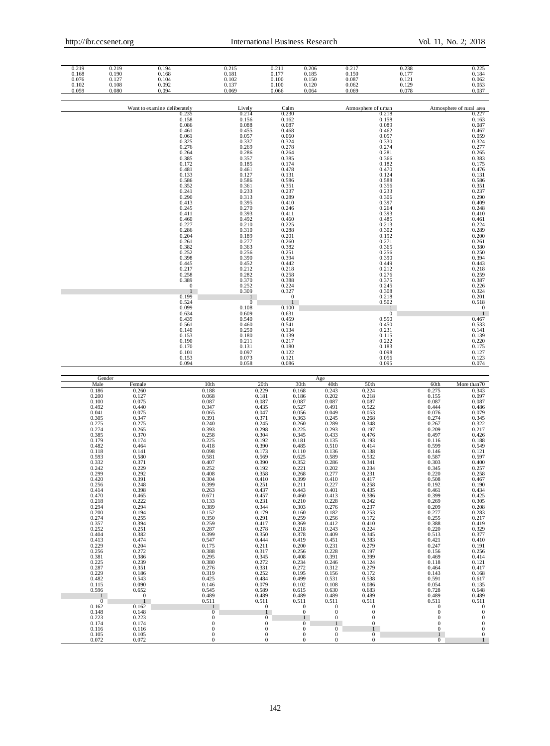| | | | | | | | | |
|---|---|---|---|---|---|---|---|---|
| 0.219 | 0.219 | 0.194 | 0.215 | 0.211 | 0.206 | 0.217 | 0.238 | 0.225 |
| 0.168 | 0.190 | 0.168 | 0.181 | 0.177 | 0.185 | 0.150 | 0.177 | 0.184 |
| 0.076 | 0.127 | 0.104 | 0.102 | 0.100 | 0.150 | 0.087 | 0.121 | 0.062 |
| 0.102 | 0.108 | 0.092 | 0.137 | 0.100 | 0.120 | 0.062 | 0.129 | 0.053 |
| 0.059 | 0.080 | 0.094 | 0.069 | 0.066 | 0.064 | 0.069 | 0.078 | 0.037 |

| Want to examine deliberately | Lively | Calm | Atmosphere of urban | Atmosphere of rural area |
|---|---|---|---|---|
| 0.235 | 0.214 | 0.230 | 0.218 | 0.227 |
| 0.158 | 0.156 | 0.162 | 0.158 | 0.163 |
| 0.086 | 0.088 | 0.087 | 0.089 | 0.087 |
| 0.461 | 0.455 | 0.468 | 0.462 | 0.467 |
| 0.061 | 0.057 | 0.060 | 0.057 | 0.059 |
| 0.325 | 0.337 | 0.324 | 0.330 | 0.324 |
| 0.276 | 0.269 | 0.278 | 0.274 | 0.277 |
| 0.264 | 0.286 | 0.264 | 0.281 | 0.265 |
| 0.385 | 0.357 | 0.385 | 0.366 | 0.383 |
| 0.172 | 0.185 | 0.174 | 0.182 | 0.175 |
| 0.481 | 0.461 | 0.478 | 0.470 | 0.476 |
| 0.133 | 0.127 | 0.131 | 0.124 | 0.131 |
| 0.586 | 0.586 | 0.586 | 0.588 | 0.586 |
| 0.352 | 0.361 | 0.351 | 0.356 | 0.351 |
| 0.241 | 0.233 | 0.237 | 0.233 | 0.237 |
| 0.290 | 0.313 | 0.289 | 0.306 | 0.290 |
| 0.413 | 0.395 | 0.410 | 0.397 | 0.409 |
| 0.245 | 0.270 | 0.246 | 0.264 | 0.248 |
| 0.411 | 0.393 | 0.411 | 0.393 | 0.410 |
| 0.460 | 0.492 | 0.460 | 0.485 | 0.461 |
| 0.227 | 0.210 | 0.225 | 0.213 | 0.224 |
| 0.286 | 0.310 | 0.288 | 0.302 | 0.289 |
| 0.204 | 0.189 | 0.201 | 0.192 | 0.200 |
| 0.261 | 0.277 | 0.260 | 0.271 | 0.261 |
| 0.382 | 0.363 | 0.382 | 0.365 | 0.380 |
| 0.252 | 0.256 | 0.251 | 0.256 | 0.250 |
| 0.398 | 0.390 | 0.394 | 0.390 | 0.394 |
| 0.445 | 0.452 | 0.442 | 0.449 | 0.443 |
| 0.217 | 0.212 | 0.218 | 0.212 | 0.218 |
| 0.258 | 0.282 | 0.258 | 0.276 | 0.259 |
| 0.389 | 0.370 | 0.388 | 0.375 | 0.387 |
| 0 | 0.252 | 0.224 | 0.245 | 0.226 |
| 1 | 0.309 | 0.327 | 0.308 | 0.324 |
| 0.199 | 1 | 0 | 0.218 | 0.201 |
| 0.524 | 0 | 1 | 0.502 | 0.518 |
| 0.099 | 0.108 | 0.100 | 1 | 0 |
| 0.634 | 0.609 | 0.631 | 0 | 1 |
| 0.439 | 0.540 | 0.459 | 0.550 | 0.467 |
| 0.561 | 0.460 | 0.541 | 0.450 | 0.533 |
| 0.140 | 0.250 | 0.134 | 0.231 | 0.141 |
| 0.153 | 0.180 | 0.139 | 0.115 | 0.139 |
| 0.190 | 0.211 | 0.217 | 0.222 | 0.220 |
| 0.170 | 0.131 | 0.180 | 0.183 | 0.175 |
| 0.101 | 0.097 | 0.122 | 0.098 | 0.127 |
| 0.153 | 0.073 | 0.121 | 0.056 | 0.123 |
| 0.094 | 0.058 | 0.086 | 0.095 | 0.074 |

| Gender | | Age | | | | | | |
|---|---|---|---|---|---|---|---|---|
| Male | Female | 10th | 20th | 30th | 40th | 50th | 60th | More than70 |
| 0.186 | 0.260 | 0.188 | 0.229 | 0.168 | 0.243 | 0.224 | 0.275 | 0.343 |
| 0.200 | 0.127 | 0.068 | 0.181 | 0.186 | 0.202 | 0.218 | 0.155 | 0.097 |
| 0.100 | 0.075 | 0.087 | 0.087 | 0.087 | 0.087 | 0.087 | 0.087 | 0.087 |
| 0.492 | 0.440 | 0.347 | 0.435 | 0.527 | 0.491 | 0.522 | 0.444 | 0.486 |
| 0.041 | 0.075 | 0.065 | 0.047 | 0.056 | 0.049 | 0.053 | 0.076 | 0.079 |
| 0.305 | 0.347 | 0.391 | 0.371 | 0.363 | 0.245 | 0.268 | 0.274 | 0.345 |
| 0.275 | 0.275 | 0.240 | 0.245 | 0.260 | 0.289 | 0.348 | 0.267 | 0.322 |
| 0.274 | 0.265 | 0.393 | 0.298 | 0.225 | 0.293 | 0.197 | 0.209 | 0.217 |
| 0.385 | 0.370 | 0.258 | 0.304 | 0.345 | 0.433 | 0.476 | 0.497 | 0.426 |
| 0.179 | 0.174 | 0.225 | 0.192 | 0.181 | 0.135 | 0.193 | 0.116 | 0.188 |
| 0.482 | 0.464 | 0.418 | 0.390 | 0.485 | 0.510 | 0.414 | 0.599 | 0.549 |
| 0.118 | 0.141 | 0.098 | 0.173 | 0.110 | 0.136 | 0.138 | 0.146 | 0.121 |
| 0.593 | 0.580 | 0.581 | 0.569 | 0.625 | 0.589 | 0.532 | 0.587 | 0.597 |
| 0.332 | 0.371 | 0.407 | 0.390 | 0.352 | 0.286 | 0.341 | 0.303 | 0.400 |
| 0.242 | 0.229 | 0.252 | 0.192 | 0.221 | 0.202 | 0.234 | 0.345 | 0.257 |
| 0.299 | 0.292 | 0.408 | 0.358 | 0.268 | 0.277 | 0.231 | 0.220 | 0.258 |
| 0.420 | 0.391 | 0.304 | 0.410 | 0.399 | 0.410 | 0.417 | 0.508 | 0.467 |
| 0.256 | 0.248 | 0.399 | 0.251 | 0.211 | 0.227 | 0.258 | 0.192 | 0.190 |
| 0.414 | 0.398 | 0.263 | 0.437 | 0.443 | 0.401 | 0.435 | 0.461 | 0.434 |
| 0.470 | 0.465 | 0.671 | 0.457 | 0.460 | 0.413 | 0.386 | 0.399 | 0.425 |
| 0.218 | 0.222 | 0.133 | 0.231 | 0.210 | 0.228 | 0.242 | 0.269 | 0.305 |
| 0.294 | 0.294 | 0.389 | 0.344 | 0.303 | 0.276 | 0.237 | 0.209 | 0.208 |
| 0.200 | 0.194 | 0.152 | 0.179 | 0.160 | 0.182 | 0.253 | 0.277 | 0.283 |
| 0.274 | 0.255 | 0.350 | 0.291 | 0.259 | 0.256 | 0.172 | 0.255 | 0.217 |
| 0.357 | 0.394 | 0.259 | 0.417 | 0.369 | 0.412 | 0.410 | 0.388 | 0.419 |
| 0.252 | 0.251 | 0.287 | 0.278 | 0.218 | 0.243 | 0.224 | 0.220 | 0.329 |
| 0.404 | 0.382 | 0.399 | 0.350 | 0.378 | 0.409 | 0.345 | 0.513 | 0.377 |
| 0.413 | 0.474 | 0.547 | 0.444 | 0.419 | 0.451 | 0.383 | 0.421 | 0.410 |
| 0.229 | 0.204 | 0.175 | 0.211 | 0.200 | 0.231 | 0.279 | 0.247 | 0.191 |
| 0.256 | 0.272 | 0.388 | 0.317 | 0.256 | 0.228 | 0.197 | 0.156 | 0.256 |
| 0.381 | 0.386 | 0.295 | 0.345 | 0.408 | 0.391 | 0.399 | 0.469 | 0.414 |
| 0.225 | 0.239 | 0.380 | 0.272 | 0.234 | 0.246 | 0.124 | 0.118 | 0.121 |
| 0.287 | 0.351 | 0.276 | 0.331 | 0.272 | 0.312 | 0.279 | 0.464 | 0.417 |
| 0.229 | 0.186 | 0.319 | 0.252 | 0.195 | 0.156 | 0.172 | 0.143 | 0.168 |
| 0.482 | 0.543 | 0.425 | 0.484 | 0.499 | 0.531 | 0.538 | 0.591 | 0.617 |
| 0.115 | 0.090 | 0.146 | 0.079 | 0.102 | 0.108 | 0.086 | 0.054 | 0.135 |
| 0.596 | 0.652 | 0.545 | 0.589 | 0.615 | 0.630 | 0.683 | 0.728 | 0.648 |
| 1 | 0 | 0.489 | 0.489 | 0.489 | 0.489 | 0.489 | 0.489 | 0.489 |
| 0 | 1 | 0.511 | 0.511 | 0.511 | 0.511 | 0.511 | 0.511 | 0.511 |
| 0.162 | 0.162 | 1 | 0 | 0 | 0 | 0 | 0 | 0 |
| 0.148 | 0.148 | 0 | 1 | 0 | 0 | 0 | 0 | 0 |
| 0.223 | 0.223 | 0 | 0 | 1 | 0 | 0 | 0 | 0 |
| 0.174 | 0.174 | 0 | 0 | 0 | 1 | 0 | 0 | 0 |
| 0.116 | 0.116 | 0 | 0 | 0 | 0 | 1 | 0 | 0 |
| 0.105 | 0.105 | 0 | 0 | 0 | 0 | 0 | 1 | 0 |
| 0.072 | 0.072 | 0 | 0 | 0 | 0 | 0 | 0 | 1 |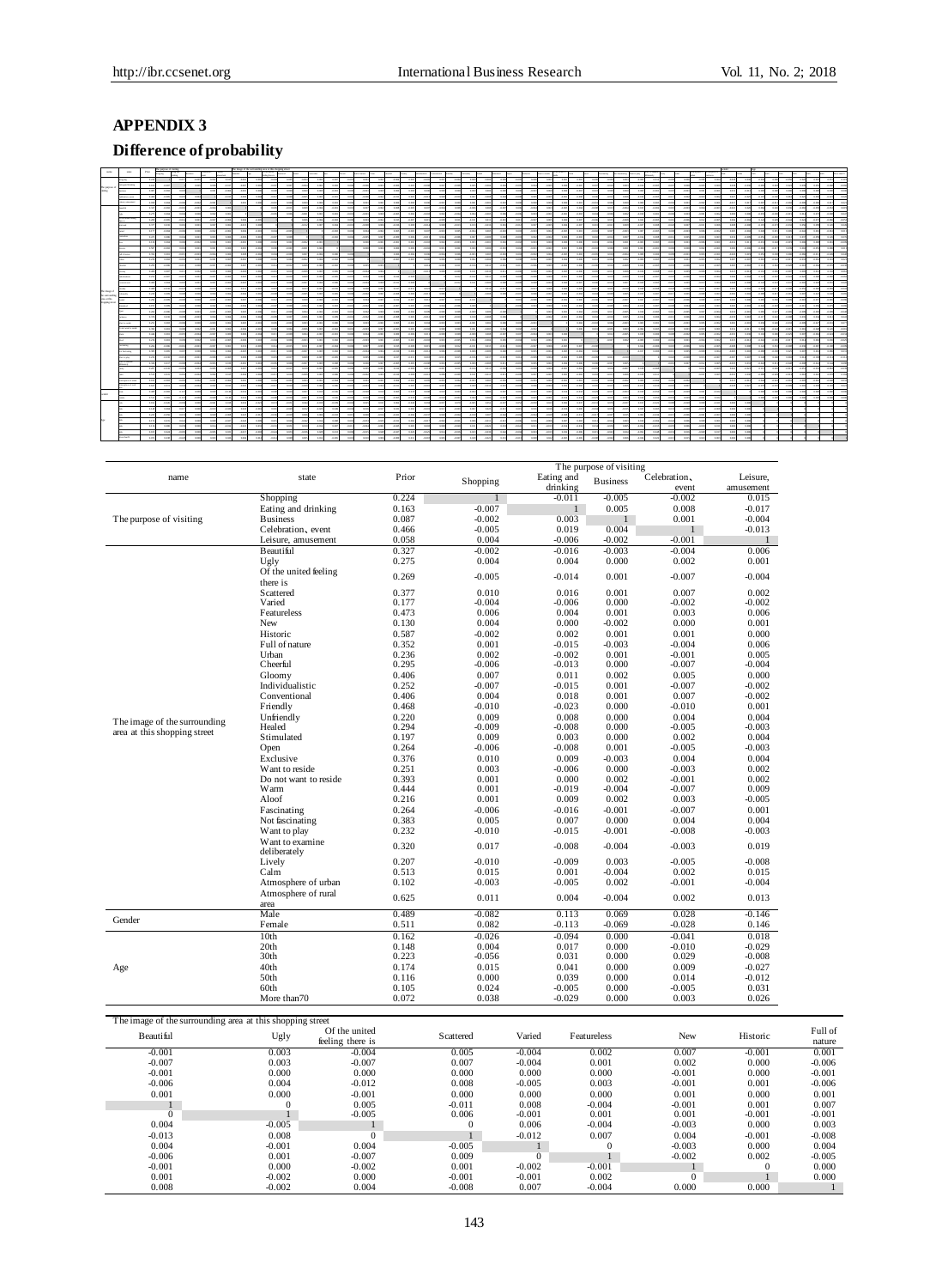# APPENDIX 3

## Difference of probability

| name | state | Prior | The purpose of visiting | | | | |
|---|---|---|---|---|---|---|---|
| | | | Shopping | Eating and drinking | Business | Celebration、event | Leisure, amusement |
| The purpose of visiting | Shopping | 0.224 | 1 | -0.011 | -0.005 | -0.002 | 0.015 |
| | Eating and drinking | 0.163 | -0.007 | 1 | 0.005 | 0.008 | -0.017 |
| | Business | 0.087 | -0.002 | 0.003 | 1 | 0.001 | -0.004 |
| | Celebration、event | 0.466 | -0.005 | 0.019 | 0.004 | 1 | -0.013 |
| | Leisure, amusement | 0.058 | 0.004 | -0.006 | -0.002 | -0.001 | 1 |
| The image of the surrounding area at this shopping street | Beautiful | 0.327 | -0.002 | -0.016 | -0.003 | -0.004 | 0.006 |
| | Ugly | 0.275 | 0.004 | 0.004 | 0.000 | 0.002 | 0.001 |
| | Of the united feeling there is | 0.269 | -0.005 | -0.014 | 0.001 | -0.007 | -0.004 |
| | Scattered | 0.377 | 0.010 | 0.016 | 0.001 | 0.007 | 0.002 |
| | Varied | 0.177 | -0.004 | -0.006 | 0.000 | -0.002 | -0.002 |
| | Featureless | 0.473 | 0.006 | 0.004 | 0.001 | 0.003 | 0.006 |
| | New | 0.130 | 0.004 | 0.000 | -0.002 | 0.000 | 0.001 |
| | Historic | 0.587 | -0.002 | 0.002 | 0.001 | 0.001 | 0.000 |
| | Full of nature | 0.352 | 0.001 | -0.015 | -0.003 | -0.004 | 0.006 |
| | Urban | 0.236 | 0.002 | -0.002 | 0.001 | -0.001 | 0.005 |
| | Cheerful | 0.295 | -0.006 | -0.013 | 0.000 | -0.007 | -0.004 |
| | Gloomy | 0.406 | 0.007 | 0.011 | 0.002 | 0.005 | 0.000 |
| | Individualistic | 0.252 | -0.007 | -0.015 | 0.001 | -0.007 | -0.002 |
| | Conventional | 0.406 | 0.004 | 0.018 | 0.001 | 0.007 | -0.002 |
| | Friendly | 0.468 | -0.010 | -0.023 | 0.000 | -0.010 | 0.001 |
| | Unfriendly | 0.220 | 0.009 | 0.008 | 0.000 | 0.004 | 0.004 |
| | Healed | 0.294 | -0.009 | -0.008 | 0.000 | -0.005 | -0.003 |
| | Stimulated | 0.197 | 0.009 | 0.003 | 0.000 | 0.002 | 0.004 |
| | Open | 0.264 | -0.006 | -0.008 | 0.001 | -0.005 | -0.003 |
| | Exclusive | 0.376 | 0.010 | 0.009 | -0.003 | 0.004 | 0.004 |
| | Want to reside | 0.251 | 0.003 | -0.006 | 0.000 | -0.003 | 0.002 |
| | Do not want to reside | 0.393 | 0.001 | 0.000 | 0.002 | -0.001 | 0.002 |
| | Warm | 0.444 | 0.001 | -0.019 | -0.004 | -0.007 | 0.009 |
| | Aloof | 0.216 | 0.001 | 0.009 | 0.002 | 0.003 | -0.005 |
| | Fascinating | 0.264 | -0.006 | -0.016 | -0.001 | -0.007 | 0.001 |
| | Not fascinating | 0.383 | 0.005 | 0.007 | 0.000 | 0.004 | 0.004 |
| | Want to play | 0.232 | -0.010 | -0.015 | -0.001 | -0.008 | -0.003 |
| | Want to examine deliberately | 0.320 | 0.017 | -0.008 | -0.004 | -0.003 | 0.019 |
| | Lively | 0.207 | -0.010 | -0.009 | 0.003 | -0.005 | -0.008 |
| | Calm | 0.513 | 0.015 | 0.001 | -0.004 | 0.002 | 0.015 |
| | Atmosphere of urban | 0.102 | -0.003 | -0.005 | 0.002 | -0.001 | -0.004 |
| | Atmosphere of rural area | 0.625 | 0.011 | 0.004 | -0.004 | 0.002 | 0.013 |
| Gender | Male | 0.489 | -0.082 | 0.113 | 0.069 | 0.028 | -0.146 |
| | Female | 0.511 | 0.082 | -0.113 | -0.069 | -0.028 | 0.146 |
| Age | 10th | 0.162 | -0.026 | -0.094 | 0.000 | -0.041 | 0.018 |
| | 20th | 0.148 | 0.004 | 0.017 | 0.000 | -0.010 | -0.029 |
| | 30th | 0.223 | -0.056 | 0.031 | 0.000 | 0.029 | -0.008 |
| | 40th | 0.174 | 0.015 | 0.041 | 0.000 | 0.009 | -0.027 |
| | 50th | 0.116 | 0.000 | 0.039 | 0.000 | 0.014 | -0.012 |
| | 60th | 0.105 | 0.024 | -0.005 | 0.000 | -0.005 | 0.031 |
| | More than70 | 0.072 | 0.038 | -0.029 | 0.000 | 0.003 | 0.026 |

| The image of the surrounding area at this shopping street | | | | | | | | |
|---|---|---|---|---|---|---|---|---|
| Beautiful | Ugly | Of the united feeling there is | Scattered | Varied | Featureless | New | Historic | Full of nature |
| -0.001 | 0.003 | -0.004 | 0.005 | -0.004 | 0.002 | 0.007 | -0.001 | 0.001 |
| -0.007 | 0.003 | -0.007 | 0.007 | -0.004 | 0.001 | 0.002 | 0.000 | -0.006 |
| -0.001 | 0.000 | 0.000 | 0.000 | 0.000 | 0.000 | -0.001 | 0.000 | -0.001 |
| -0.006 | 0.004 | -0.012 | 0.008 | -0.005 | 0.003 | -0.001 | 0.001 | -0.006 |
| 0.001 | 0.000 | -0.001 | 0.000 | 0.000 | 0.000 | 0.001 | 0.000 | 0.001 |
| 1 | 0 | 0.005 | -0.011 | 0.008 | -0.004 | -0.001 | 0.001 | 0.007 |
| 0 | 1 | -0.005 | 0.006 | -0.001 | 0.001 | 0.001 | -0.001 | -0.001 |
| 0.004 | -0.005 | 1 | 0 | 0.006 | -0.004 | -0.003 | 0.000 | 0.003 |
| -0.013 | 0.008 | 0 | 1 | -0.012 | 0.007 | 0.004 | -0.001 | -0.008 |
| 0.004 | -0.001 | 0.004 | -0.005 | 1 | 0 | -0.003 | 0.000 | 0.004 |
| -0.006 | 0.001 | -0.007 | 0.009 | 0 | 1 | -0.002 | 0.002 | -0.005 |
| -0.001 | 0.000 | -0.002 | 0.001 | -0.002 | -0.001 | 1 | 0 | 0.000 |
| 0.001 | -0.002 | 0.000 | -0.001 | -0.001 | 0.002 | 0 | 1 | 0.000 |
| 0.008 | -0.002 | 0.004 | -0.008 | 0.007 | -0.004 | 0.000 | 0.000 | 1 |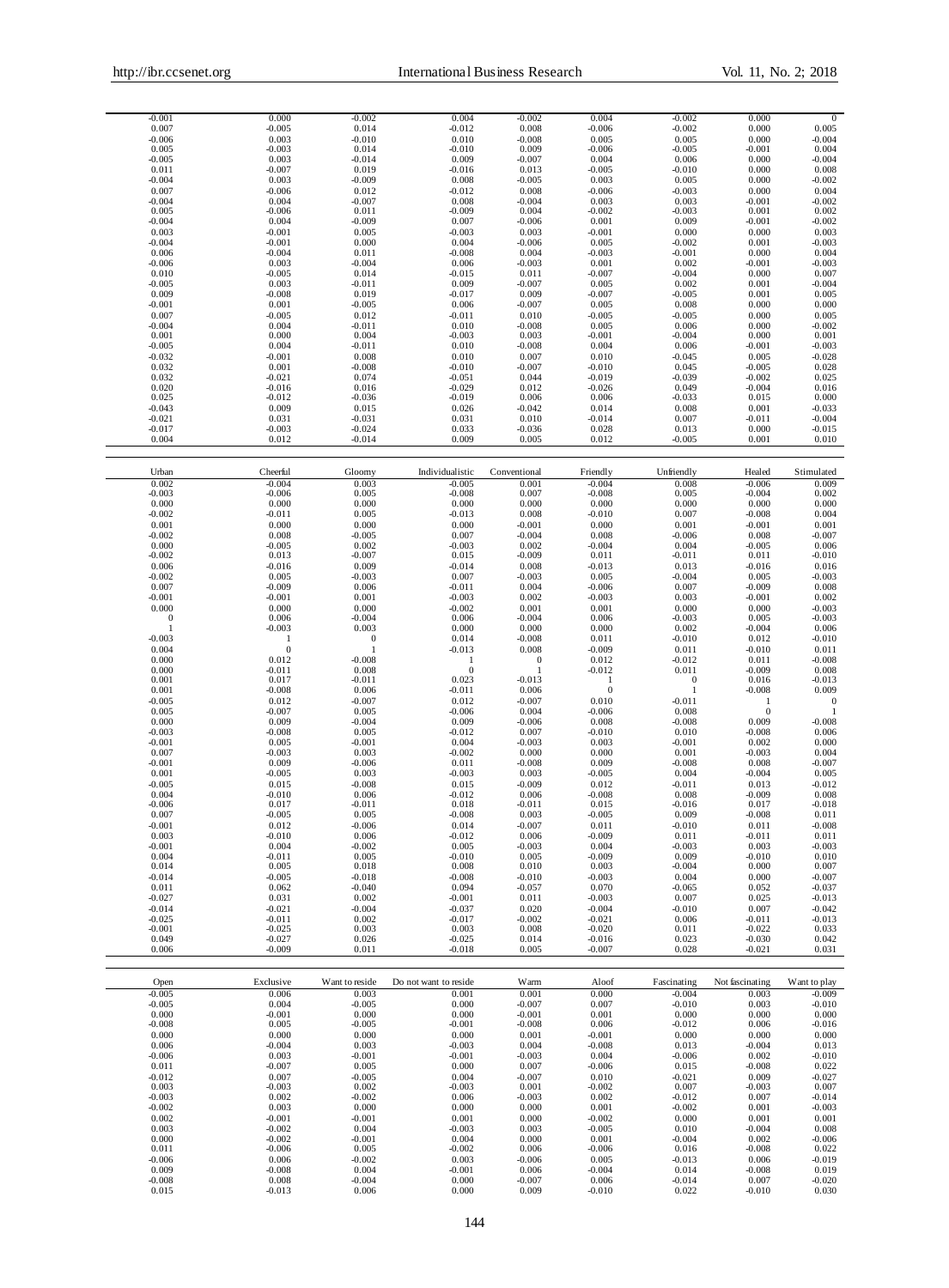| | | | | | | | | |
|---|---|---|---|---|---|---|---|---|
| -0.001 | 0.000 | -0.002 | 0.004 | -0.002 | 0.004 | -0.002 | 0.000 | 0 |
| 0.007 | -0.005 | 0.014 | -0.012 | 0.008 | -0.006 | -0.002 | 0.000 | 0.005 |
| -0.006 | 0.003 | -0.010 | 0.010 | -0.008 | 0.005 | 0.005 | 0.000 | -0.004 |
| 0.005 | -0.003 | 0.014 | -0.010 | 0.009 | -0.006 | -0.005 | -0.001 | 0.004 |
| -0.005 | 0.003 | -0.014 | 0.009 | -0.007 | 0.004 | 0.006 | 0.000 | -0.004 |
| 0.011 | -0.007 | 0.019 | -0.016 | 0.013 | -0.005 | -0.010 | 0.000 | 0.008 |
| -0.004 | 0.003 | -0.009 | 0.008 | -0.005 | 0.003 | 0.005 | 0.000 | -0.002 |
| 0.007 | -0.006 | 0.012 | -0.012 | 0.008 | -0.006 | -0.003 | 0.000 | 0.004 |
| -0.004 | 0.004 | -0.007 | 0.008 | -0.004 | 0.003 | 0.003 | -0.001 | -0.002 |
| 0.005 | -0.006 | 0.011 | -0.009 | 0.004 | -0.002 | -0.003 | 0.001 | 0.002 |
| -0.004 | 0.004 | -0.009 | 0.007 | -0.006 | 0.001 | 0.009 | -0.001 | -0.002 |
| 0.003 | -0.001 | 0.005 | -0.003 | 0.003 | -0.001 | 0.000 | 0.000 | 0.003 |
| -0.004 | -0.001 | 0.000 | 0.004 | -0.006 | 0.005 | -0.002 | 0.001 | -0.003 |
| 0.006 | -0.004 | 0.011 | -0.008 | 0.004 | -0.003 | -0.001 | 0.000 | 0.004 |
| -0.006 | 0.003 | -0.004 | 0.006 | -0.003 | 0.001 | 0.002 | -0.001 | -0.003 |
| 0.010 | -0.005 | 0.014 | -0.015 | 0.011 | -0.007 | -0.004 | 0.000 | 0.007 |
| -0.005 | 0.003 | -0.011 | 0.009 | -0.007 | 0.005 | 0.002 | 0.001 | -0.004 |
| 0.009 | -0.008 | 0.019 | -0.017 | 0.009 | -0.007 | -0.005 | 0.001 | 0.005 |
| -0.001 | 0.001 | -0.005 | 0.006 | -0.007 | 0.005 | 0.008 | 0.000 | 0.000 |
| 0.007 | -0.005 | 0.012 | -0.011 | 0.010 | -0.005 | -0.005 | 0.000 | 0.005 |
| -0.004 | 0.004 | -0.011 | 0.010 | -0.008 | 0.005 | 0.006 | 0.000 | -0.002 |
| 0.001 | 0.000 | 0.004 | -0.003 | 0.003 | -0.001 | -0.004 | 0.000 | 0.001 |
| -0.005 | 0.004 | -0.011 | 0.010 | -0.008 | 0.004 | 0.006 | -0.001 | -0.003 |
| -0.032 | -0.001 | 0.008 | 0.010 | 0.007 | 0.010 | -0.045 | 0.005 | -0.028 |
| 0.032 | 0.001 | -0.008 | -0.010 | -0.007 | -0.010 | 0.045 | -0.005 | 0.028 |
| 0.032 | -0.021 | 0.074 | -0.051 | 0.044 | -0.019 | -0.039 | -0.002 | 0.025 |
| 0.020 | -0.016 | 0.016 | -0.029 | 0.012 | -0.026 | 0.049 | -0.004 | 0.016 |
| 0.025 | -0.012 | -0.036 | -0.019 | 0.006 | 0.006 | -0.033 | 0.015 | 0.000 |
| -0.043 | 0.009 | 0.015 | 0.026 | -0.042 | 0.014 | 0.008 | 0.001 | -0.033 |
| -0.021 | 0.031 | -0.031 | 0.031 | 0.010 | -0.014 | 0.007 | -0.011 | -0.004 |
| -0.017 | -0.003 | -0.024 | 0.033 | -0.036 | 0.028 | 0.013 | 0.000 | -0.015 |
| 0.004 | 0.012 | -0.014 | 0.009 | 0.005 | 0.012 | -0.005 | 0.001 | 0.010 |

| Urban | Cheerful | Gloomy | Individualistic | Conventional | Friendly | Unfriendly | Healed | Stimulated |
|---|---|---|---|---|---|---|---|---|
| 0.002 | -0.004 | 0.003 | -0.005 | 0.001 | -0.004 | 0.008 | -0.006 | 0.009 |
| -0.003 | -0.006 | 0.005 | -0.008 | 0.007 | -0.008 | 0.005 | -0.004 | 0.002 |
| 0.000 | 0.000 | 0.000 | 0.000 | 0.000 | 0.000 | 0.000 | 0.000 | 0.000 |
| -0.002 | -0.011 | 0.005 | -0.013 | 0.008 | -0.010 | 0.007 | -0.008 | 0.004 |
| 0.001 | 0.000 | 0.000 | 0.000 | -0.001 | 0.000 | 0.001 | -0.001 | 0.001 |
| -0.002 | 0.008 | -0.005 | 0.007 | -0.004 | 0.008 | -0.006 | 0.008 | -0.007 |
| 0.000 | -0.005 | 0.002 | -0.003 | 0.002 | -0.004 | 0.004 | -0.005 | 0.006 |
| -0.002 | 0.013 | -0.007 | 0.015 | -0.009 | 0.011 | -0.011 | 0.011 | -0.010 |
| 0.006 | -0.016 | 0.009 | -0.014 | 0.008 | -0.013 | 0.013 | -0.016 | 0.016 |
| -0.002 | 0.005 | -0.003 | 0.007 | -0.003 | 0.005 | -0.004 | 0.005 | -0.003 |
| 0.007 | -0.009 | 0.006 | -0.011 | 0.004 | -0.006 | 0.007 | -0.009 | 0.008 |
| -0.001 | -0.001 | 0.001 | -0.003 | 0.002 | -0.003 | 0.003 | -0.001 | 0.002 |
| 0.000 | 0.000 | 0.000 | -0.002 | 0.001 | 0.001 | 0.000 | 0.000 | -0.003 |
| 0 | 0.006 | -0.004 | 0.006 | -0.004 | 0.006 | -0.003 | 0.005 | -0.003 |
| 1 | -0.003 | 0.003 | 0.000 | 0.000 | 0.000 | 0.002 | -0.004 | 0.006 |
| -0.003 | 1 | 0 | 0.014 | -0.008 | 0.011 | -0.010 | 0.012 | -0.010 |
| 0.004 | 0 | 1 | -0.013 | 0.008 | -0.009 | 0.011 | -0.010 | 0.011 |
| 0.000 | 0.012 | -0.008 | 1 | 0 | 0.012 | -0.012 | 0.011 | -0.008 |
| 0.000 | -0.011 | 0.008 | 0 | 1 | -0.012 | 0.011 | -0.009 | 0.008 |
| 0.001 | 0.017 | -0.011 | 0.023 | -0.013 | 1 | 0 | 0.016 | -0.013 |
| 0.001 | -0.008 | 0.006 | -0.011 | 0.006 | 0 | 1 | -0.008 | 0.009 |
| -0.005 | 0.012 | -0.007 | 0.012 | -0.007 | 0.010 | -0.011 | 1 | 0 |
| 0.005 | -0.007 | 0.005 | -0.006 | 0.004 | -0.006 | 0.008 | 0 | 1 |
| 0.000 | 0.009 | -0.004 | 0.009 | -0.006 | 0.008 | -0.008 | 0.009 | -0.008 |
| -0.003 | -0.008 | 0.005 | -0.012 | 0.007 | -0.010 | 0.010 | -0.008 | 0.006 |
| -0.001 | 0.005 | -0.001 | 0.004 | -0.003 | 0.003 | -0.001 | 0.002 | 0.000 |
| 0.007 | -0.003 | 0.003 | -0.002 | 0.000 | 0.000 | 0.001 | -0.003 | 0.004 |
| -0.001 | 0.009 | -0.006 | 0.011 | -0.008 | 0.009 | -0.008 | 0.008 | -0.007 |
| 0.001 | -0.005 | 0.003 | -0.003 | 0.003 | -0.005 | 0.004 | -0.004 | 0.005 |
| -0.005 | 0.015 | -0.008 | 0.015 | -0.009 | 0.012 | -0.011 | 0.013 | -0.012 |
| 0.004 | -0.010 | 0.006 | -0.012 | 0.006 | -0.008 | 0.008 | -0.009 | 0.008 |
| -0.006 | 0.017 | -0.011 | 0.018 | -0.011 | 0.015 | -0.016 | 0.017 | -0.018 |
| 0.007 | -0.005 | 0.005 | -0.008 | 0.003 | -0.005 | 0.009 | -0.008 | 0.011 |
| -0.001 | 0.012 | -0.006 | 0.014 | -0.007 | 0.011 | -0.010 | 0.011 | -0.008 |
| 0.003 | -0.010 | 0.006 | -0.012 | 0.006 | -0.009 | 0.011 | -0.011 | 0.011 |
| -0.001 | 0.004 | -0.002 | 0.005 | -0.003 | 0.004 | -0.003 | 0.003 | -0.003 |
| 0.004 | -0.011 | 0.005 | -0.010 | 0.005 | -0.009 | 0.009 | -0.010 | 0.010 |
| 0.014 | 0.005 | 0.018 | 0.008 | 0.010 | 0.003 | -0.004 | 0.000 | 0.007 |
| -0.014 | -0.005 | -0.018 | -0.008 | -0.010 | -0.003 | 0.004 | 0.000 | -0.007 |
| 0.011 | 0.062 | -0.040 | 0.094 | -0.057 | 0.070 | -0.065 | 0.052 | -0.037 |
| -0.027 | 0.031 | 0.002 | -0.001 | 0.011 | -0.003 | 0.007 | 0.025 | -0.013 |
| -0.014 | -0.021 | -0.004 | -0.037 | 0.020 | -0.004 | -0.010 | 0.007 | -0.042 |
| -0.025 | -0.011 | 0.002 | -0.017 | -0.002 | -0.021 | 0.006 | -0.011 | -0.013 |
| -0.001 | -0.025 | 0.003 | 0.003 | 0.008 | -0.020 | 0.011 | -0.022 | 0.033 |
| 0.049 | -0.027 | 0.026 | -0.025 | 0.014 | -0.016 | 0.023 | -0.030 | 0.042 |
| 0.006 | -0.009 | 0.011 | -0.018 | 0.005 | -0.007 | 0.028 | -0.021 | 0.031 |

| Open | Exclusive | Want to reside | Do not want to reside | Warm | Aloof | Fascinating | Not fascinating | Want to play |
|---|---|---|---|---|---|---|---|---|
| -0.005 | 0.006 | 0.003 | 0.001 | 0.001 | 0.000 | -0.004 | 0.003 | -0.009 |
| -0.005 | 0.004 | -0.005 | 0.000 | -0.007 | 0.007 | -0.010 | 0.003 | -0.010 |
| 0.000 | -0.001 | 0.000 | 0.000 | -0.001 | 0.001 | 0.000 | 0.000 | 0.000 |
| -0.008 | 0.005 | -0.005 | -0.001 | -0.008 | 0.006 | -0.012 | 0.006 | -0.016 |
| 0.000 | 0.000 | 0.000 | 0.000 | 0.001 | -0.001 | 0.000 | 0.000 | 0.000 |
| 0.006 | -0.004 | 0.003 | -0.003 | 0.004 | -0.008 | 0.013 | -0.004 | 0.013 |
| -0.006 | 0.003 | -0.001 | -0.001 | -0.003 | 0.004 | -0.006 | 0.002 | -0.010 |
| 0.011 | -0.007 | 0.005 | 0.000 | 0.007 | -0.006 | 0.015 | -0.008 | 0.022 |
| -0.012 | 0.007 | -0.005 | 0.004 | -0.007 | 0.010 | -0.021 | 0.009 | -0.027 |
| 0.003 | -0.003 | 0.002 | -0.003 | 0.001 | -0.002 | 0.007 | -0.003 | 0.007 |
| -0.003 | 0.002 | -0.002 | 0.006 | -0.003 | 0.002 | -0.012 | 0.007 | -0.014 |
| -0.002 | 0.003 | 0.000 | 0.000 | 0.000 | 0.001 | -0.002 | 0.001 | -0.003 |
| 0.002 | -0.001 | -0.001 | 0.001 | 0.000 | -0.002 | 0.000 | 0.001 | 0.001 |
| 0.003 | -0.002 | 0.004 | -0.003 | 0.003 | -0.005 | 0.010 | -0.004 | 0.008 |
| 0.000 | -0.002 | -0.001 | 0.004 | 0.000 | 0.001 | -0.004 | 0.002 | -0.006 |
| 0.011 | -0.006 | 0.005 | -0.002 | 0.006 | -0.006 | 0.016 | -0.008 | 0.022 |
| -0.006 | 0.006 | -0.002 | 0.003 | -0.006 | 0.005 | -0.013 | 0.006 | -0.019 |
| 0.009 | -0.008 | 0.004 | -0.001 | 0.006 | -0.004 | 0.014 | -0.008 | 0.019 |
| -0.008 | 0.008 | -0.004 | 0.000 | -0.007 | 0.006 | -0.014 | 0.007 | -0.020 |
| 0.015 | -0.013 | 0.006 | 0.000 | 0.009 | -0.010 | 0.022 | -0.010 | 0.030 |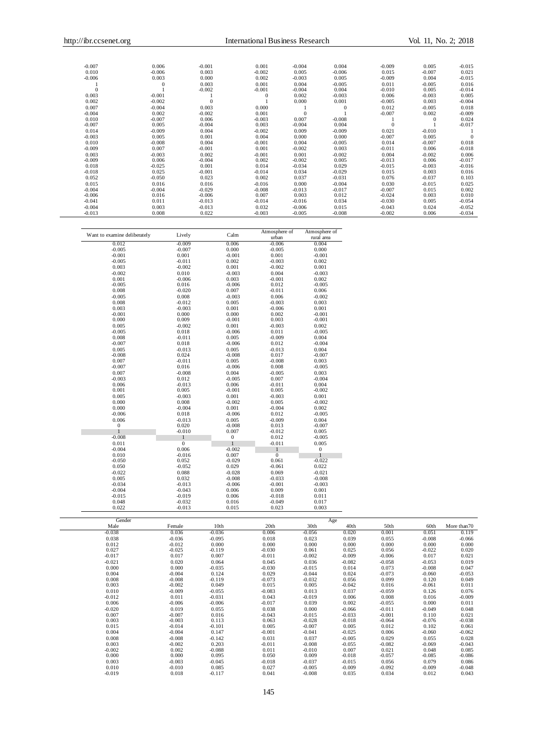| | | | | | | | | |
|---|---|---|---|---|---|---|---|---|
| -0.007 | 0.006 | -0.001 | 0.001 | -0.004 | 0.004 | -0.009 | 0.005 | -0.015 |
| 0.010 | -0.006 | 0.003 | -0.002 | 0.005 | -0.006 | 0.015 | -0.007 | 0.021 |
| -0.006 | 0.003 | 0.000 | 0.002 | -0.003 | 0.005 | -0.009 | 0.004 | -0.015 |
| 1 | 0 | 0.003 | 0.001 | 0.004 | -0.005 | 0.011 | -0.005 | 0.016 |
| 0 | 1 | -0.002 | -0.001 | -0.004 | 0.004 | -0.010 | 0.005 | -0.014 |
| 0.003 | -0.001 | 1 | 0 | 0.002 | -0.003 | 0.006 | -0.003 | 0.005 |
| 0.002 | -0.002 | 0 | 1 | 0.000 | 0.001 | -0.005 | 0.003 | -0.004 |
| 0.007 | -0.004 | 0.003 | 0.000 | 1 | 0 | 0.012 | -0.005 | 0.018 |
| -0.004 | 0.002 | -0.002 | 0.001 | 0 | 1 | -0.007 | 0.002 | -0.009 |
| 0.010 | -0.007 | 0.006 | -0.003 | 0.007 | -0.008 | 1 | 0 | 0.024 |
| -0.007 | 0.005 | -0.004 | 0.003 | -0.004 | 0.004 | 0 | 1 | -0.017 |
| 0.014 | -0.009 | 0.004 | -0.002 | 0.009 | -0.009 | 0.021 | -0.010 | 1 |
| -0.003 | 0.005 | 0.001 | 0.004 | 0.000 | 0.000 | -0.007 | 0.005 | 0 |
| 0.010 | -0.008 | 0.004 | -0.001 | 0.004 | -0.005 | 0.014 | -0.007 | 0.018 |
| -0.009 | 0.007 | -0.001 | 0.001 | -0.002 | 0.003 | -0.011 | 0.006 | -0.018 |
| 0.003 | -0.003 | 0.002 | -0.001 | 0.001 | -0.002 | 0.004 | -0.002 | 0.006 |
| -0.009 | 0.006 | -0.004 | 0.002 | -0.002 | 0.005 | -0.013 | 0.006 | -0.017 |
| 0.018 | -0.025 | 0.001 | 0.014 | -0.034 | 0.029 | -0.015 | -0.003 | -0.016 |
| -0.018 | 0.025 | -0.001 | -0.014 | 0.034 | -0.029 | 0.015 | 0.003 | 0.016 |
| 0.052 | -0.050 | 0.023 | 0.002 | 0.037 | -0.031 | 0.076 | -0.037 | 0.103 |
| 0.015 | 0.016 | 0.016 | -0.016 | 0.000 | -0.004 | 0.030 | -0.015 | 0.025 |
| -0.004 | -0.004 | -0.029 | -0.008 | -0.013 | -0.017 | -0.007 | 0.015 | 0.002 |
| -0.006 | 0.016 | -0.006 | 0.007 | 0.003 | 0.012 | -0.024 | 0.003 | 0.010 |
| -0.041 | 0.011 | -0.013 | -0.014 | -0.016 | 0.034 | -0.030 | 0.005 | -0.054 |
| -0.004 | 0.003 | -0.013 | 0.032 | -0.006 | 0.015 | -0.043 | 0.024 | -0.052 |
| -0.013 | 0.008 | 0.022 | -0.003 | -0.005 | -0.008 | -0.002 | 0.006 | -0.034 |

| Want to examine deliberately | Lively | Calm | Atmosphere of urban | Atmosphere of rural area |
|---|---|---|---|---|
| 0.012 | -0.009 | 0.006 | -0.006 | 0.004 |
| -0.005 | -0.007 | 0.000 | -0.005 | 0.000 |
| -0.001 | 0.001 | -0.001 | 0.001 | -0.001 |
| -0.005 | -0.011 | 0.002 | -0.003 | 0.002 |
| 0.003 | -0.002 | 0.001 | -0.002 | 0.001 |
| -0.002 | 0.010 | -0.003 | 0.004 | -0.003 |
| 0.001 | -0.006 | 0.003 | -0.001 | 0.002 |
| -0.005 | 0.016 | -0.006 | 0.012 | -0.005 |
| 0.008 | -0.020 | 0.007 | -0.011 | 0.006 |
| -0.005 | 0.008 | -0.003 | 0.006 | -0.002 |
| 0.008 | -0.012 | 0.005 | -0.003 | 0.003 |
| 0.003 | -0.003 | 0.001 | -0.006 | 0.001 |
| -0.001 | 0.000 | 0.000 | 0.002 | -0.001 |
| 0.000 | 0.009 | -0.001 | 0.003 | -0.001 |
| 0.005 | -0.002 | 0.001 | -0.003 | 0.002 |
| -0.005 | 0.018 | -0.006 | 0.011 | -0.005 |
| 0.008 | -0.011 | 0.005 | -0.009 | 0.004 |
| -0.007 | 0.018 | -0.006 | 0.012 | -0.004 |
| 0.005 | -0.013 | 0.005 | -0.013 | 0.004 |
| -0.008 | 0.024 | -0.008 | 0.017 | -0.007 |
| 0.007 | -0.011 | 0.005 | -0.008 | 0.003 |
| -0.007 | 0.016 | -0.006 | 0.008 | -0.005 |
| 0.007 | -0.008 | 0.004 | -0.005 | 0.003 |
| -0.003 | 0.012 | -0.005 | 0.007 | -0.004 |
| 0.006 | -0.013 | 0.006 | -0.011 | 0.004 |
| 0.001 | 0.005 | -0.001 | 0.005 | -0.002 |
| 0.005 | -0.003 | 0.001 | -0.003 | 0.001 |
| 0.000 | 0.008 | -0.002 | 0.005 | -0.002 |
| 0.000 | -0.004 | 0.001 | -0.004 | 0.002 |
| -0.006 | 0.018 | -0.006 | 0.012 | -0.005 |
| 0.006 | -0.013 | 0.005 | -0.009 | 0.004 |
| 0 | 0.020 | -0.008 | 0.013 | -0.007 |
| 1 | -0.010 | 0.007 | -0.012 | 0.005 |
| -0.008 | 1 | 0 | 0.012 | -0.005 |
| 0.011 | 0 | 1 | -0.011 | 0.005 |
| -0.004 | 0.006 | -0.002 | 1 | 0 |
| 0.010 | -0.016 | 0.007 | 0 | 1 |
| -0.050 | 0.052 | -0.029 | 0.061 | -0.022 |
| 0.050 | -0.052 | 0.029 | -0.061 | 0.022 |
| -0.022 | 0.088 | -0.028 | 0.069 | -0.021 |
| 0.005 | 0.032 | -0.008 | -0.033 | -0.008 |
| -0.034 | -0.013 | -0.006 | -0.001 | -0.003 |
| -0.004 | -0.043 | 0.006 | 0.009 | 0.001 |
| -0.015 | -0.019 | 0.006 | -0.018 | 0.011 |
| 0.048 | -0.032 | 0.016 | -0.049 | 0.017 |
| 0.022 | -0.013 | 0.015 | 0.023 | 0.003 |

| Gender | | Age | | | | | | |
|---|---|---|---|---|---|---|---|---|
| Male | Female | 10th | 20th | 30th | 40th | 50th | 60th | More than70 |
| -0.038 | 0.036 | -0.036 | 0.006 | -0.056 | 0.020 | 0.001 | 0.051 | 0.119 |
| 0.038 | -0.036 | -0.095 | 0.018 | 0.023 | 0.039 | 0.055 | -0.008 | -0.066 |
| 0.012 | -0.012 | 0.000 | 0.000 | 0.000 | 0.000 | 0.000 | 0.000 | 0.000 |
| 0.027 | -0.025 | -0.119 | -0.030 | 0.061 | 0.025 | 0.056 | -0.022 | 0.020 |
| -0.017 | 0.017 | 0.007 | -0.011 | -0.002 | -0.009 | -0.006 | 0.017 | 0.021 |
| -0.021 | 0.020 | 0.064 | 0.045 | 0.036 | -0.082 | -0.058 | -0.053 | 0.019 |
| 0.000 | 0.000 | -0.035 | -0.030 | -0.015 | 0.014 | 0.073 | -0.008 | 0.047 |
| 0.004 | -0.004 | 0.124 | 0.029 | -0.044 | 0.024 | -0.073 | -0.060 | -0.053 |
| 0.008 | -0.008 | -0.119 | -0.073 | -0.032 | 0.056 | 0.099 | 0.120 | 0.049 |
| 0.003 | -0.002 | 0.049 | 0.015 | 0.005 | -0.042 | 0.016 | -0.061 | 0.011 |
| 0.010 | -0.009 | -0.055 | -0.083 | 0.013 | 0.037 | -0.059 | 0.126 | 0.076 |
| -0.012 | 0.011 | -0.031 | 0.043 | -0.019 | 0.006 | 0.008 | 0.016 | -0.009 |
| 0.006 | -0.006 | -0.006 | -0.017 | 0.039 | 0.002 | -0.055 | 0.000 | 0.011 |
| -0.020 | 0.019 | 0.055 | 0.038 | 0.000 | -0.066 | -0.011 | -0.049 | 0.048 |
| 0.007 | -0.007 | 0.016 | -0.043 | -0.015 | -0.033 | -0.001 | 0.110 | 0.021 |
| 0.003 | -0.003 | 0.113 | 0.063 | -0.028 | -0.018 | -0.064 | -0.076 | -0.038 |
| 0.015 | -0.014 | -0.101 | 0.005 | -0.007 | 0.005 | 0.012 | 0.102 | 0.061 |
| 0.004 | -0.004 | 0.147 | -0.001 | -0.041 | -0.025 | 0.006 | -0.060 | -0.062 |
| 0.008 | -0.008 | -0.142 | 0.031 | 0.037 | -0.005 | 0.029 | 0.055 | 0.028 |
| 0.003 | -0.002 | 0.203 | -0.011 | -0.008 | -0.055 | -0.082 | -0.069 | -0.043 |
| -0.002 | 0.002 | -0.088 | 0.011 | -0.010 | 0.007 | 0.021 | 0.048 | 0.085 |
| 0.000 | 0.000 | 0.095 | 0.050 | 0.009 | -0.018 | -0.057 | -0.085 | -0.086 |
| 0.003 | -0.003 | -0.045 | -0.018 | -0.037 | -0.015 | 0.056 | 0.079 | 0.086 |
| 0.010 | -0.010 | 0.085 | 0.027 | -0.005 | -0.009 | -0.092 | -0.009 | -0.048 |
| -0.019 | 0.018 | -0.117 | 0.041 | -0.008 | 0.035 | 0.034 | 0.012 | 0.043 |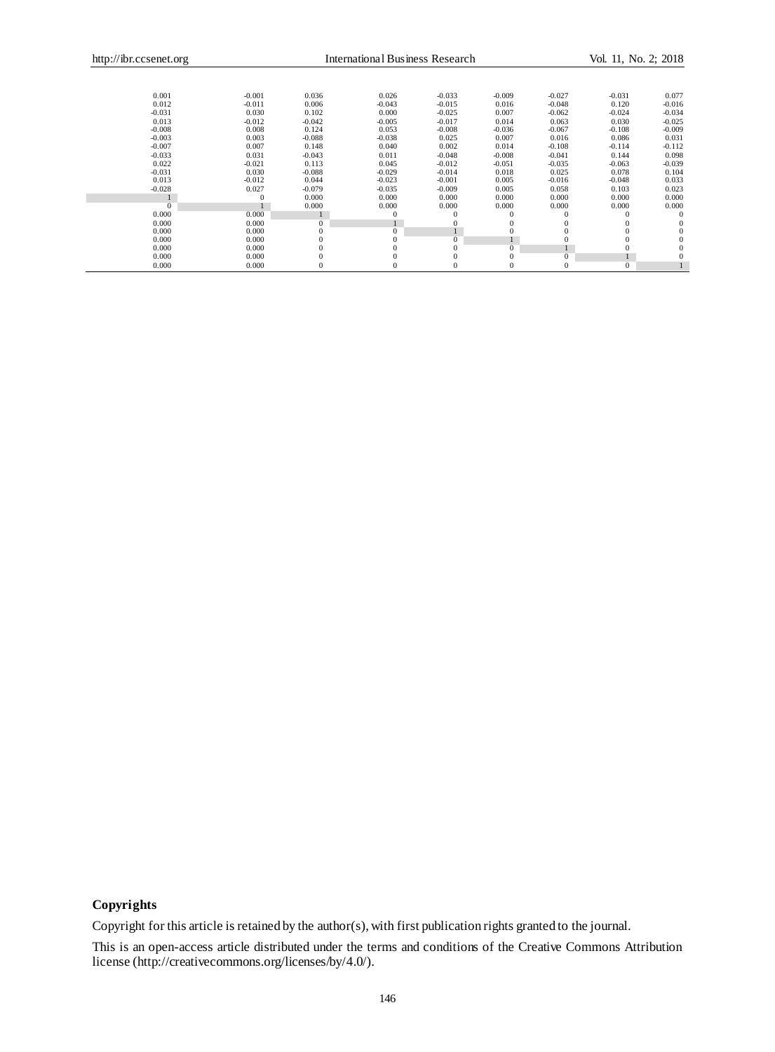| | | | | | | | | |
|---|---|---|---|---|---|---|---|---|
| 0.001 | -0.001 | 0.036 | 0.026 | -0.033 | -0.009 | -0.027 | -0.031 | 0.077 |
| 0.012 | -0.011 | 0.006 | -0.043 | -0.015 | 0.016 | -0.048 | 0.120 | -0.016 |
| -0.031 | 0.030 | 0.102 | 0.000 | -0.025 | 0.007 | -0.062 | -0.024 | -0.034 |
| 0.013 | -0.012 | -0.042 | -0.005 | -0.017 | 0.014 | 0.063 | 0.030 | -0.025 |
| -0.008 | 0.008 | 0.124 | 0.053 | -0.008 | -0.036 | -0.067 | -0.108 | -0.009 |
| -0.003 | 0.003 | -0.088 | -0.038 | 0.025 | 0.007 | 0.016 | 0.086 | 0.031 |
| -0.007 | 0.007 | 0.148 | 0.040 | 0.002 | 0.014 | -0.108 | -0.114 | -0.112 |
| -0.033 | 0.031 | -0.043 | 0.011 | -0.048 | -0.008 | -0.041 | 0.144 | 0.098 |
| 0.022 | -0.021 | 0.113 | 0.045 | -0.012 | -0.051 | -0.035 | -0.063 | -0.039 |
| -0.031 | 0.030 | -0.088 | -0.029 | -0.014 | 0.018 | 0.025 | 0.078 | 0.104 |
| 0.013 | -0.012 | 0.044 | -0.023 | -0.001 | 0.005 | -0.016 | -0.048 | 0.033 |
| -0.028 | 0.027 | -0.079 | -0.035 | -0.009 | 0.005 | 0.058 | 0.103 | 0.023 |
| 1 | 0 | 0.000 | 0.000 | 0.000 | 0.000 | 0.000 | 0.000 | 0.000 |
| 0 | 1 | 0.000 | 0.000 | 0.000 | 0.000 | 0.000 | 0.000 | 0.000 |
| 0.000 | 0.000 | 1 | 0 | 0 | 0 | 0 | 0 | 0 |
| 0.000 | 0.000 | 0 | 1 | 0 | 0 | 0 | 0 | 0 |
| 0.000 | 0.000 | 0 | 0 | 1 | 0 | 0 | 0 | 0 |
| 0.000 | 0.000 | 0 | 0 | 0 | 1 | 0 | 0 | 0 |
| 0.000 | 0.000 | 0 | 0 | 0 | 0 | 1 | 0 | 0 |
| 0.000 | 0.000 | 0 | 0 | 0 | 0 | 0 | 1 | 0 |
| 0.000 | 0.000 | 0 | 0 | 0 | 0 | 0 | 0 | 1 |

## Copyrights

Copyright for this article is retained by the author(s), with first publication rights granted to the journal.

This is an open-access article distributed under the terms and conditions of the Creative Commons Attribution license (http://creativecommons.org/licenses/by/4.0/).